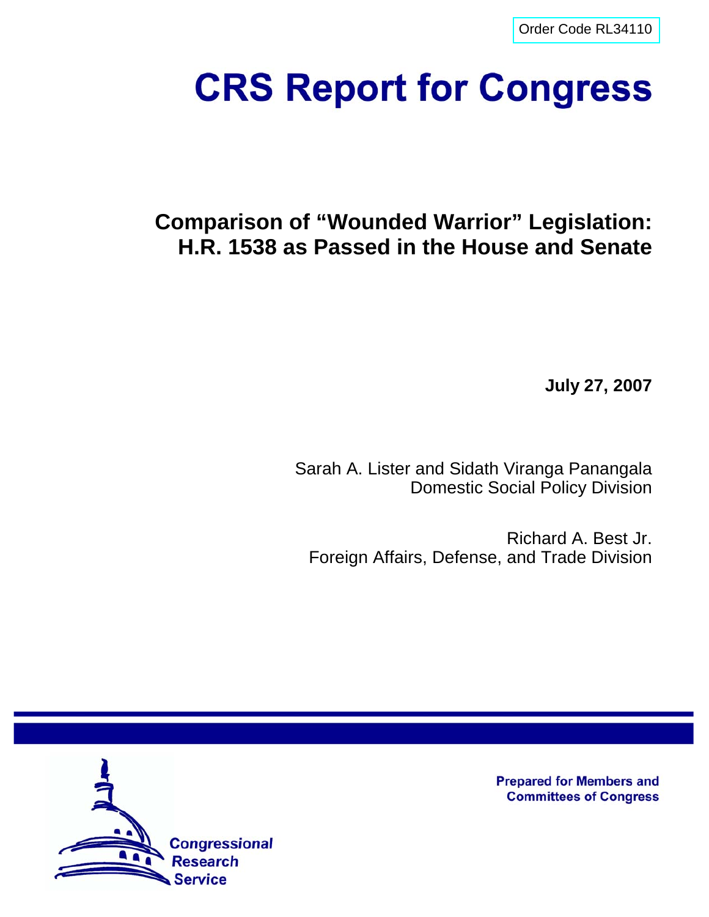Order Code RL34110

# CRS Report for Congress

## Comparison of "Wounded Warrior" Legislation: H.R. 1538 as Passed in the House and Senate

**July 27, 2007**

Sarah A. Lister and Sidath Viranga Panangala
Domestic Social Policy Division

Richard A. Best Jr.
Foreign Affairs, Defense, and Trade Division

Prepared for Members and Committees of Congress

Congressional Research Service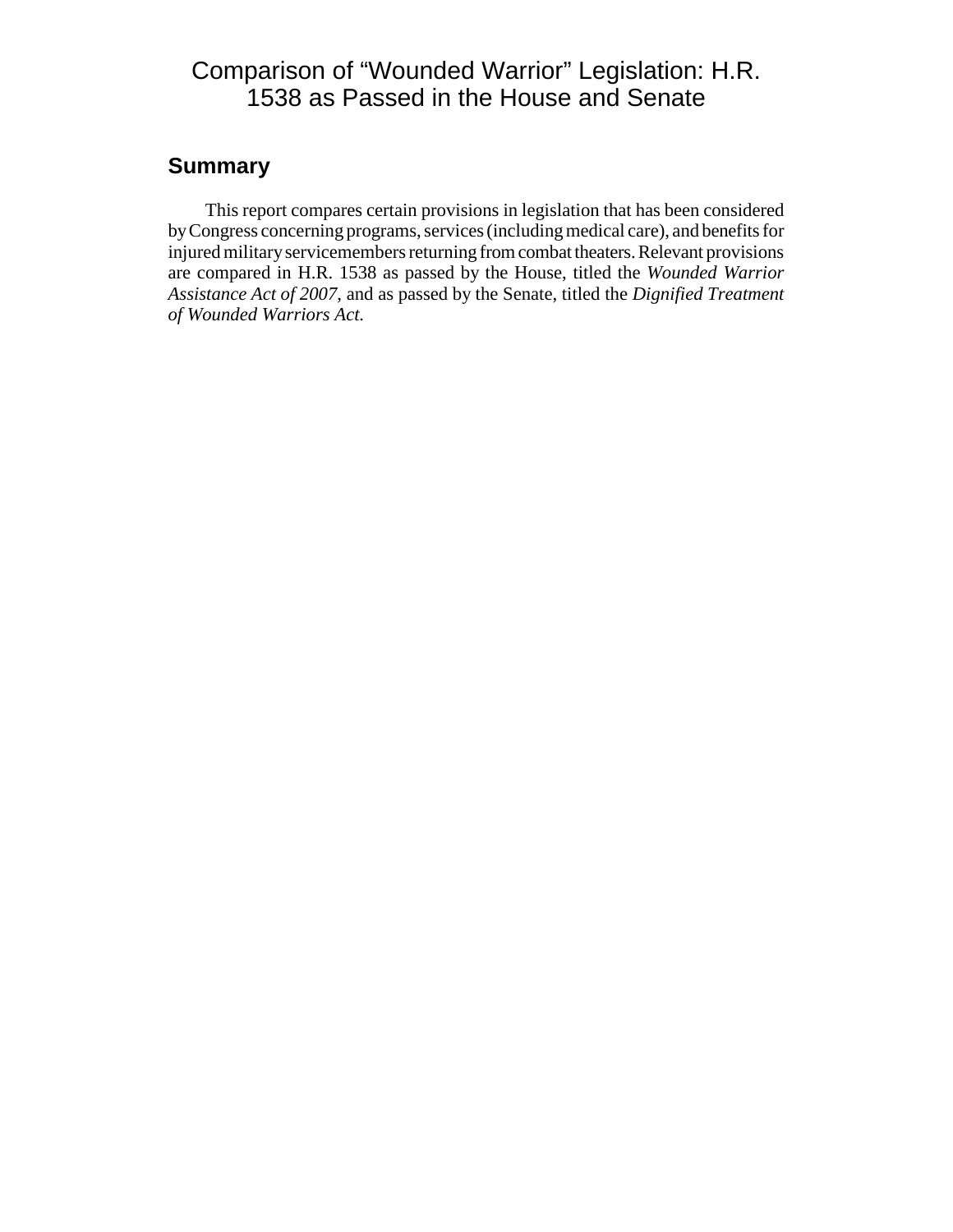# Comparison of "Wounded Warrior" Legislation: H.R. 1538 as Passed in the House and Senate

## Summary

This report compares certain provisions in legislation that has been considered by Congress concerning programs, services (including medical care), and benefits for injured military servicemembers returning from combat theaters. Relevant provisions are compared in H.R. 1538 as passed by the House, titled the *Wounded Warrior Assistance Act of 2007*, and as passed by the Senate, titled the *Dignified Treatment of Wounded Warriors Act.*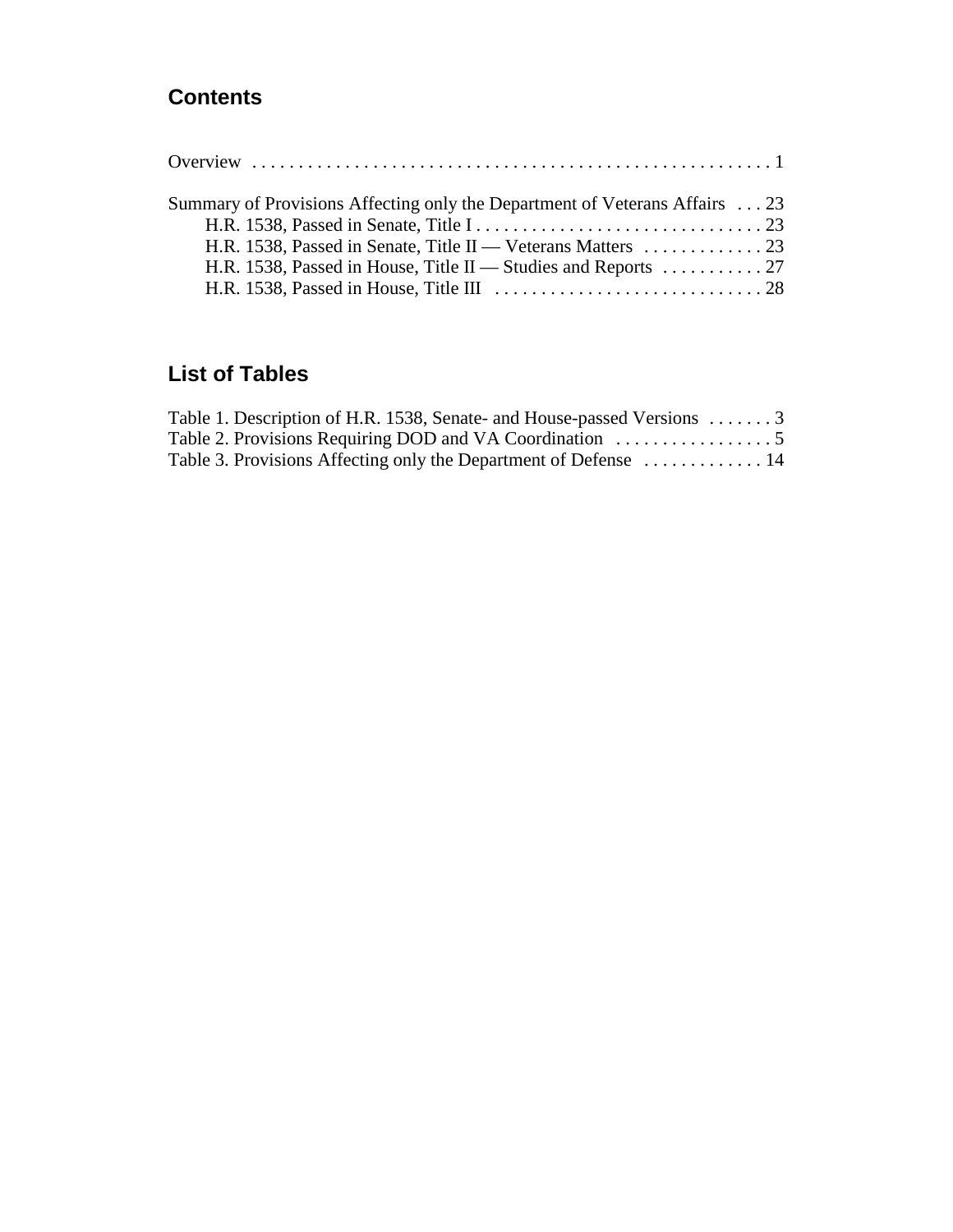## Contents

Overview . . . . . . . . . . . . . . . . . . . . . . . . . . . . . . . . . . . . . . . . . . . . . . . . . . . . . . . 1

Summary of Provisions Affecting only the Department of Veterans Affairs . . . 23
- H.R. 1538, Passed in Senate, Title I . . . . . . . . . . . . . . . . . . . . . . . . . . . . . . . 23
- H.R. 1538, Passed in Senate, Title II — Veterans Matters . . . . . . . . . . . . . 23
- H.R. 1538, Passed in House, Title II — Studies and Reports . . . . . . . . . . . 27
- H.R. 1538, Passed in House, Title III . . . . . . . . . . . . . . . . . . . . . . . . . . . . . 28

## List of Tables

Table 1. Description of H.R. 1538, Senate- and House-passed Versions . . . . . . . 3
Table 2. Provisions Requiring DOD and VA Coordination . . . . . . . . . . . . . . . . . 5
Table 3. Provisions Affecting only the Department of Defense . . . . . . . . . . . . . 14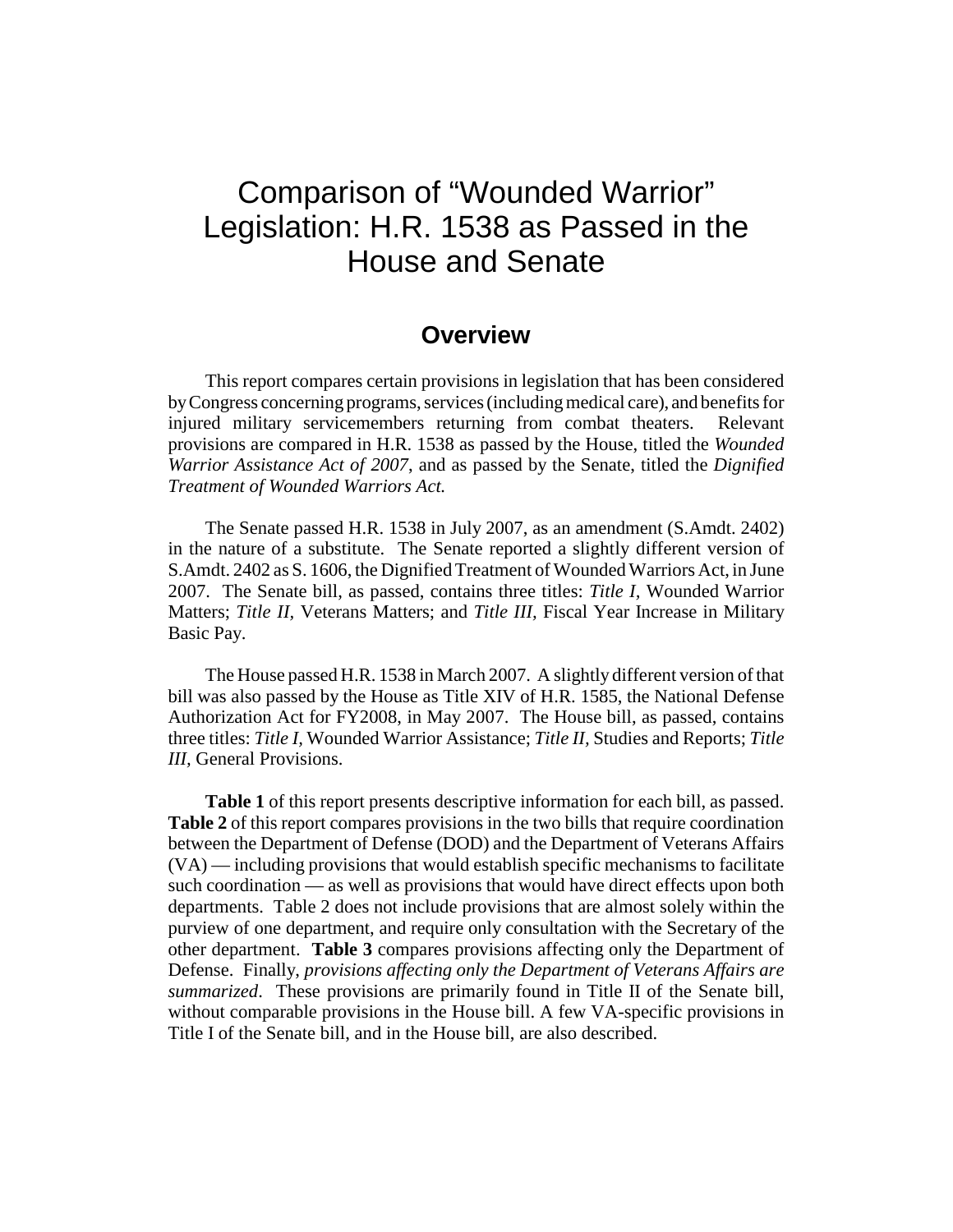# Comparison of "Wounded Warrior" Legislation: H.R. 1538 as Passed in the House and Senate

## Overview

This report compares certain provisions in legislation that has been considered by Congress concerning programs, services (including medical care), and benefits for injured military servicemembers returning from combat theaters. Relevant provisions are compared in H.R. 1538 as passed by the House, titled the *Wounded Warrior Assistance Act of 2007,* and as passed by the Senate, titled the *Dignified Treatment of Wounded Warriors Act.*

The Senate passed H.R. 1538 in July 2007, as an amendment (S.Amdt. 2402) in the nature of a substitute. The Senate reported a slightly different version of S.Amdt. 2402 as S. 1606, the Dignified Treatment of Wounded Warriors Act, in June 2007. The Senate bill, as passed, contains three titles: *Title I,* Wounded Warrior Matters; *Title II,* Veterans Matters; and *Title III,* Fiscal Year Increase in Military Basic Pay.

The House passed H.R. 1538 in March 2007. A slightly different version of that bill was also passed by the House as Title XIV of H.R. 1585, the National Defense Authorization Act for FY2008, in May 2007. The House bill, as passed, contains three titles: *Title I,* Wounded Warrior Assistance; *Title II,* Studies and Reports; *Title III,* General Provisions.

**Table 1** of this report presents descriptive information for each bill, as passed. **Table 2** of this report compares provisions in the two bills that require coordination between the Department of Defense (DOD) and the Department of Veterans Affairs (VA) — including provisions that would establish specific mechanisms to facilitate such coordination — as well as provisions that would have direct effects upon both departments. Table 2 does not include provisions that are almost solely within the purview of one department, and require only consultation with the Secretary of the other department. **Table 3** compares provisions affecting only the Department of Defense. Finally, *provisions affecting only the Department of Veterans Affairs are summarized*. These provisions are primarily found in Title II of the Senate bill, without comparable provisions in the House bill. A few VA-specific provisions in Title I of the Senate bill, and in the House bill, are also described.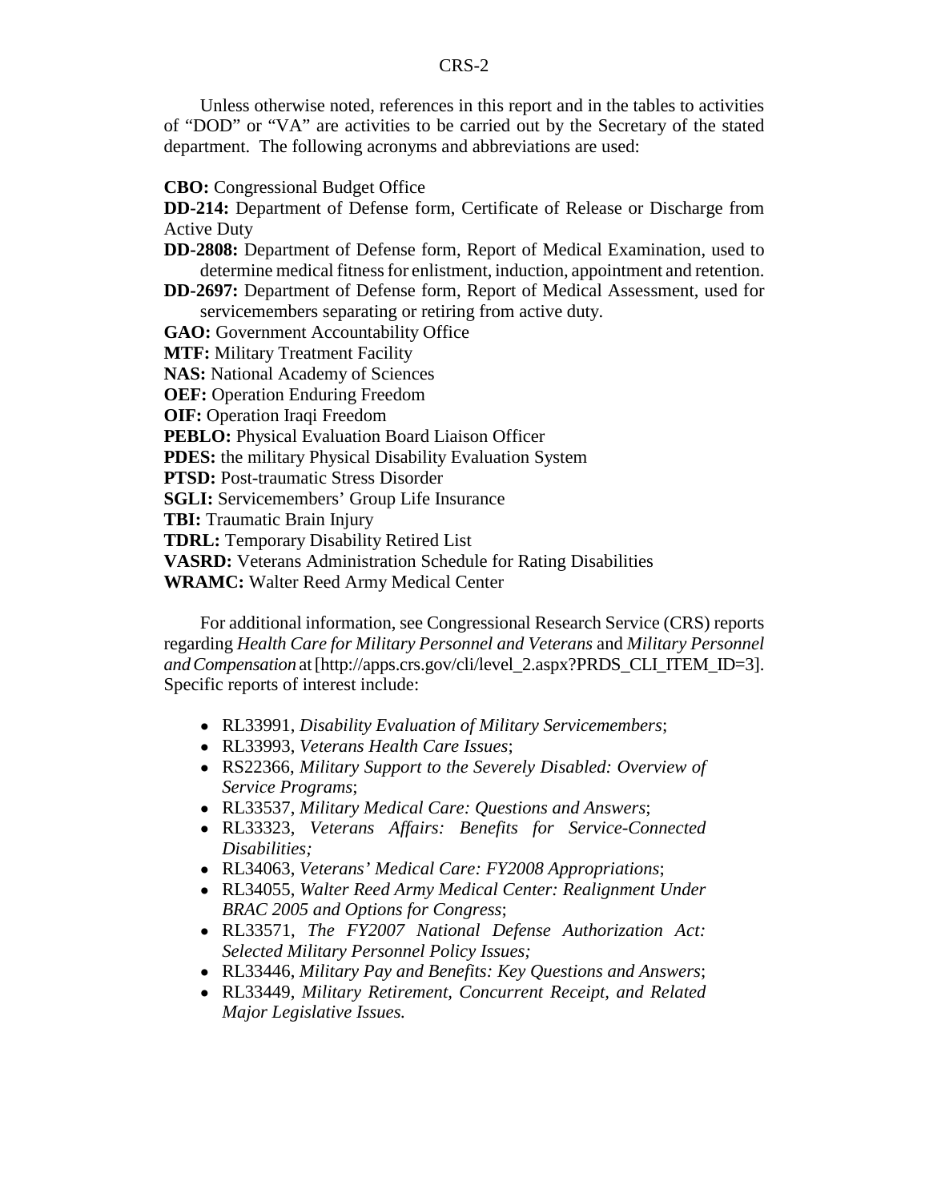Unless otherwise noted, references in this report and in the tables to activities of "DOD" or "VA" are activities to be carried out by the Secretary of the stated department. The following acronyms and abbreviations are used:

**CBO:** Congressional Budget Office

**DD-214:** Department of Defense form, Certificate of Release or Discharge from Active Duty

**DD-2808:** Department of Defense form, Report of Medical Examination, used to determine medical fitness for enlistment, induction, appointment and retention.

**DD-2697:** Department of Defense form, Report of Medical Assessment, used for servicemembers separating or retiring from active duty.

**GAO:** Government Accountability Office

**MTF:** Military Treatment Facility

**NAS:** National Academy of Sciences

**OEF:** Operation Enduring Freedom

**OIF:** Operation Iraqi Freedom

**PEBLO:** Physical Evaluation Board Liaison Officer

**PDES:** the military Physical Disability Evaluation System

**PTSD:** Post-traumatic Stress Disorder

**SGLI:** Servicemembers' Group Life Insurance

**TBI:** Traumatic Brain Injury

**TDRL:** Temporary Disability Retired List

**VASRD:** Veterans Administration Schedule for Rating Disabilities

**WRAMC:** Walter Reed Army Medical Center

For additional information, see Congressional Research Service (CRS) reports regarding *Health Care for Military Personnel and Veterans* and *Military Personnel and Compensation* at [http://apps.crs.gov/cli/level_2.aspx?PRDS_CLI_ITEM_ID=3]. Specific reports of interest include:

- RL33991, *Disability Evaluation of Military Servicemembers*;
- RL33993, *Veterans Health Care Issues*;
- RS22366, *Military Support to the Severely Disabled: Overview of Service Programs*;
- RL33537, *Military Medical Care: Questions and Answers*;
- RL33323, *Veterans Affairs: Benefits for Service-Connected Disabilities;*
- RL34063, *Veterans' Medical Care: FY2008 Appropriations*;
- RL34055, *Walter Reed Army Medical Center: Realignment Under BRAC 2005 and Options for Congress*;
- RL33571, *The FY2007 National Defense Authorization Act: Selected Military Personnel Policy Issues;*
- RL33446, *Military Pay and Benefits: Key Questions and Answers*;
- RL33449, *Military Retirement, Concurrent Receipt, and Related Major Legislative Issues.*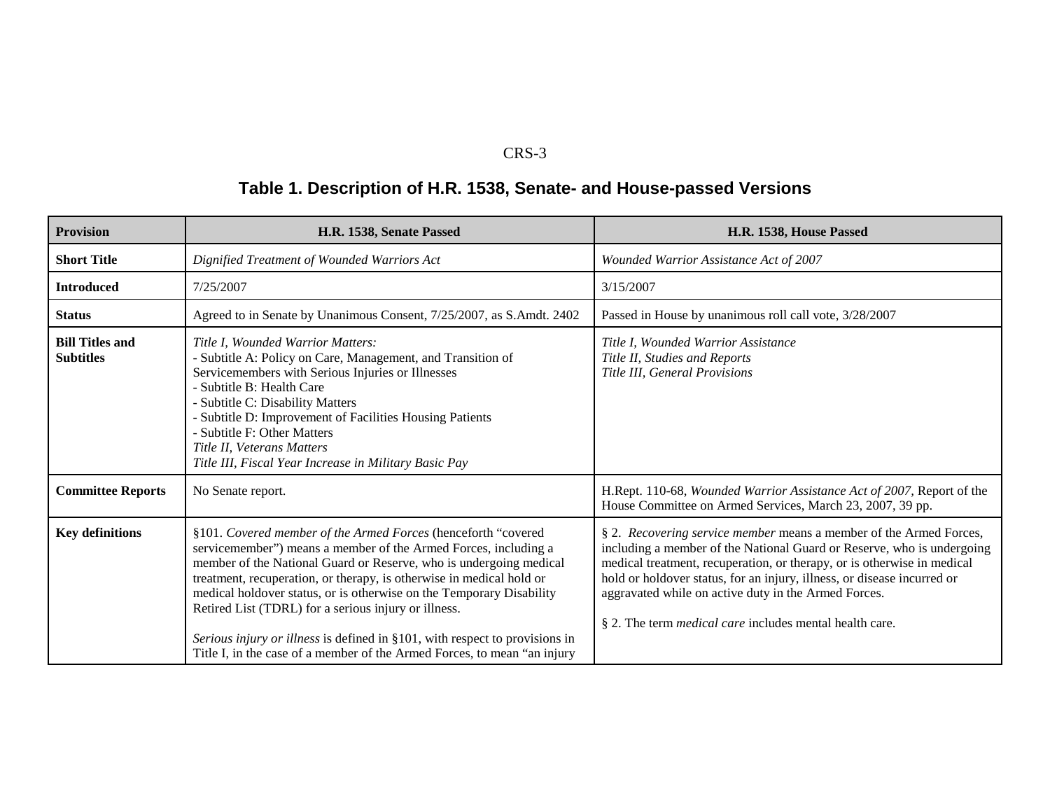**Table 1. Description of H.R. 1538, Senate- and House-passed Versions**

| Provision | H.R. 1538, Senate Passed | H.R. 1538, House Passed |
|---|---|---|
| **Short Title** | *Dignified Treatment of Wounded Warriors Act* | *Wounded Warrior Assistance Act of 2007* |
| **Introduced** | 7/25/2007 | 3/15/2007 |
| **Status** | Agreed to in Senate by Unanimous Consent, 7/25/2007, as S.Amdt. 2402 | Passed in House by unanimous roll call vote, 3/28/2007 |
| **Bill Titles and Subtitles** | *Title I, Wounded Warrior Matters:*<br>- Subtitle A: Policy on Care, Management, and Transition of Servicemembers with Serious Injuries or Illnesses<br>- Subtitle B: Health Care<br>- Subtitle C: Disability Matters<br>- Subtitle D: Improvement of Facilities Housing Patients<br>- Subtitle F: Other Matters<br>*Title II, Veterans Matters*<br>*Title III, Fiscal Year Increase in Military Basic Pay* | *Title I, Wounded Warrior Assistance*<br>*Title II, Studies and Reports*<br>*Title III, General Provisions* |
| **Committee Reports** | No Senate report. | H.Rept. 110-68, *Wounded Warrior Assistance Act of 2007,* Report of the House Committee on Armed Services, March 23, 2007, 39 pp. |
| **Key definitions** | §101. *Covered member of the Armed Forces* (henceforth "covered servicemember") means a member of the Armed Forces, including a member of the National Guard or Reserve, who is undergoing medical treatment, recuperation, or therapy, is otherwise in medical hold or medical holdover status, or is otherwise on the Temporary Disability Retired List (TDRL) for a serious injury or illness.<br><br>*Serious injury or illness* is defined in §101, with respect to provisions in Title I, in the case of a member of the Armed Forces, to mean "an injury | § 2. *Recovering service member* means a member of the Armed Forces, including a member of the National Guard or Reserve, who is undergoing medical treatment, recuperation, or therapy, or is otherwise in medical hold or holdover status, for an injury, illness, or disease incurred or aggravated while on active duty in the Armed Forces.<br><br>§ 2. The term *medical care* includes mental health care. |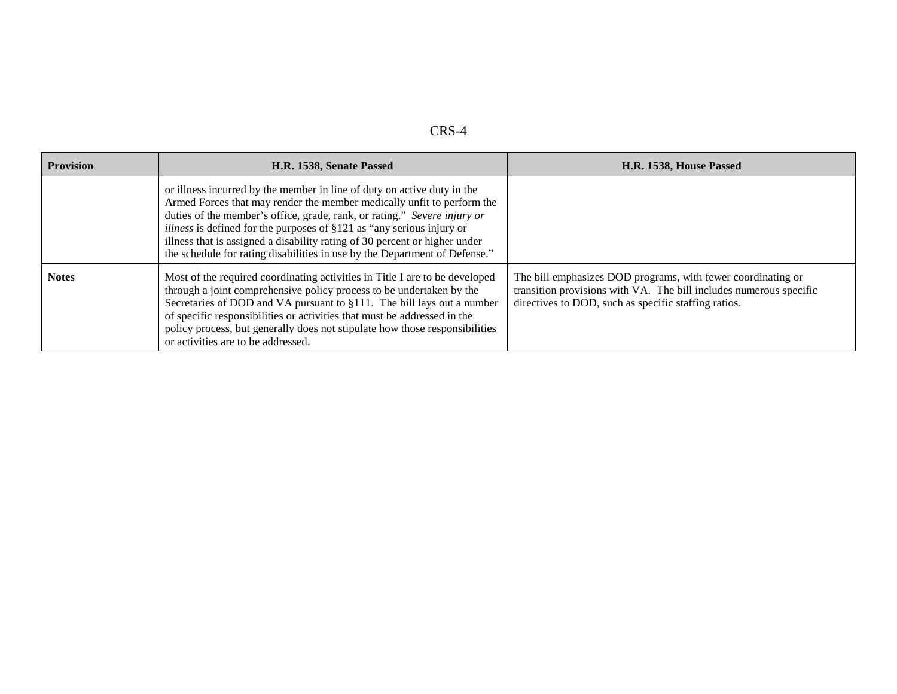| Provision | H.R. 1538, Senate Passed | H.R. 1538, House Passed |
| --- | --- | --- |
| | or illness incurred by the member in line of duty on active duty in the Armed Forces that may render the member medically unfit to perform the duties of the member's office, grade, rank, or rating." *Severe injury or illness* is defined for the purposes of §121 as "any serious injury or illness that is assigned a disability rating of 30 percent or higher under the schedule for rating disabilities in use by the Department of Defense." | |
| **Notes** | Most of the required coordinating activities in Title I are to be developed through a joint comprehensive policy process to be undertaken by the Secretaries of DOD and VA pursuant to §111. The bill lays out a number of specific responsibilities or activities that must be addressed in the policy process, but generally does not stipulate how those responsibilities or activities are to be addressed. | The bill emphasizes DOD programs, with fewer coordinating or transition provisions with VA. The bill includes numerous specific directives to DOD, such as specific staffing ratios. |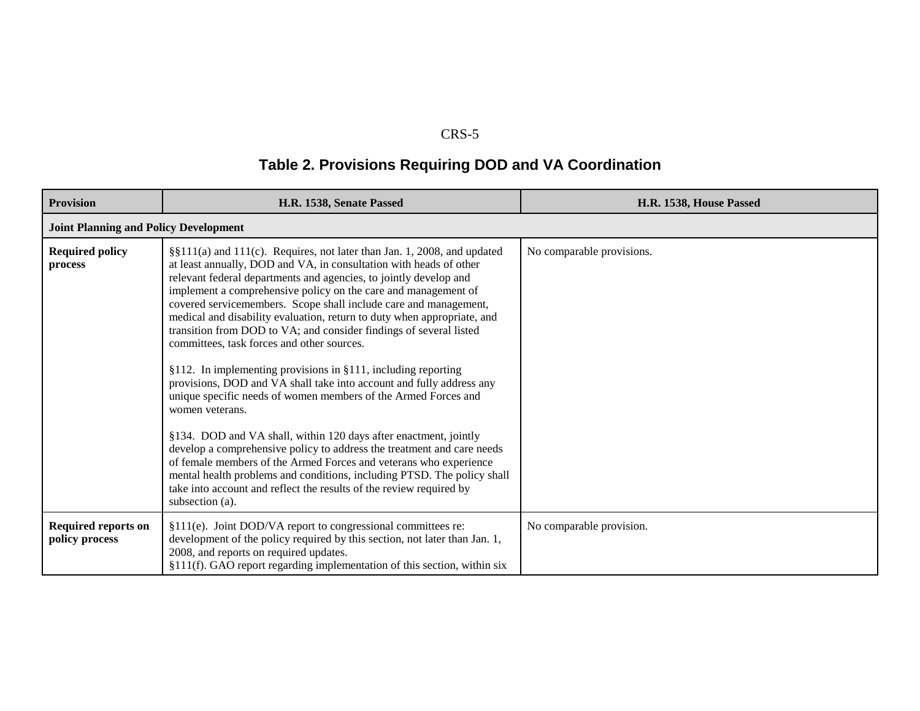## Table 2. Provisions Requiring DOD and VA Coordination

| Provision | H.R. 1538, Senate Passed | H.R. 1538, House Passed |
|---|---|---|
| **Joint Planning and Policy Development** | | |
| **Required policy process** | §§111(a) and 111(c). Requires, not later than Jan. 1, 2008, and updated at least annually, DOD and VA, in consultation with heads of other relevant federal departments and agencies, to jointly develop and implement a comprehensive policy on the care and management of covered servicemembers. Scope shall include care and management, medical and disability evaluation, return to duty when appropriate, and transition from DOD to VA; and consider findings of several listed committees, task forces and other sources.<br><br>§112. In implementing provisions in §111, including reporting provisions, DOD and VA shall take into account and fully address any unique specific needs of women members of the Armed Forces and women veterans.<br><br>§134. DOD and VA shall, within 120 days after enactment, jointly develop a comprehensive policy to address the treatment and care needs of female members of the Armed Forces and veterans who experience mental health problems and conditions, including PTSD. The policy shall take into account and reflect the results of the review required by subsection (a). | No comparable provisions. |
| **Required reports on policy process** | §111(e). Joint DOD/VA report to congressional committees re: development of the policy required by this section, not later than Jan. 1, 2008, and reports on required updates.<br>§111(f). GAO report regarding implementation of this section, within six | No comparable provision. |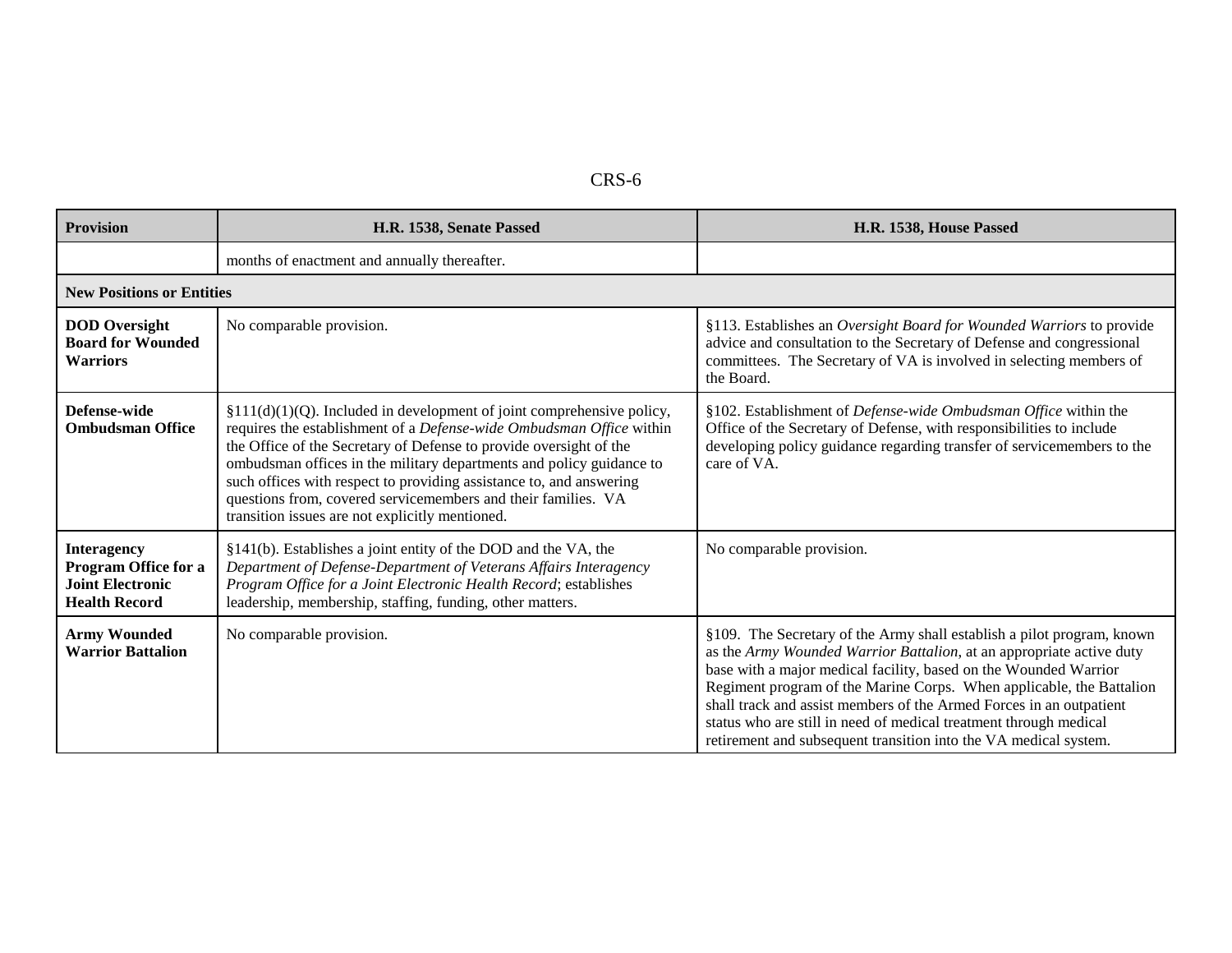| Provision | H.R. 1538, Senate Passed | H.R. 1538, House Passed |
| --- | --- | --- |
| | months of enactment and annually thereafter. | |
| **New Positions or Entities** | | |
| **DOD Oversight Board for Wounded Warriors** | No comparable provision. | §113. Establishes an *Oversight Board for Wounded Warriors* to provide advice and consultation to the Secretary of Defense and congressional committees. The Secretary of VA is involved in selecting members of the Board. |
| **Defense-wide Ombudsman Office** | §111(d)(1)(Q). Included in development of joint comprehensive policy, requires the establishment of a *Defense-wide Ombudsman Office* within the Office of the Secretary of Defense to provide oversight of the ombudsman offices in the military departments and policy guidance to such offices with respect to providing assistance to, and answering questions from, covered servicemembers and their families. VA transition issues are not explicitly mentioned. | §102. Establishment of *Defense-wide Ombudsman Office* within the Office of the Secretary of Defense, with responsibilities to include developing policy guidance regarding transfer of servicemembers to the care of VA. |
| **Interagency Program Office for a Joint Electronic Health Record** | §141(b). Establishes a joint entity of the DOD and the VA, the *Department of Defense-Department of Veterans Affairs Interagency Program Office for a Joint Electronic Health Record*; establishes leadership, membership, staffing, funding, other matters. | No comparable provision. |
| **Army Wounded Warrior Battalion** | No comparable provision. | §109. The Secretary of the Army shall establish a pilot program, known as the *Army Wounded Warrior Battalion*, at an appropriate active duty base with a major medical facility, based on the Wounded Warrior Regiment program of the Marine Corps. When applicable, the Battalion shall track and assist members of the Armed Forces in an outpatient status who are still in need of medical treatment through medical retirement and subsequent transition into the VA medical system. |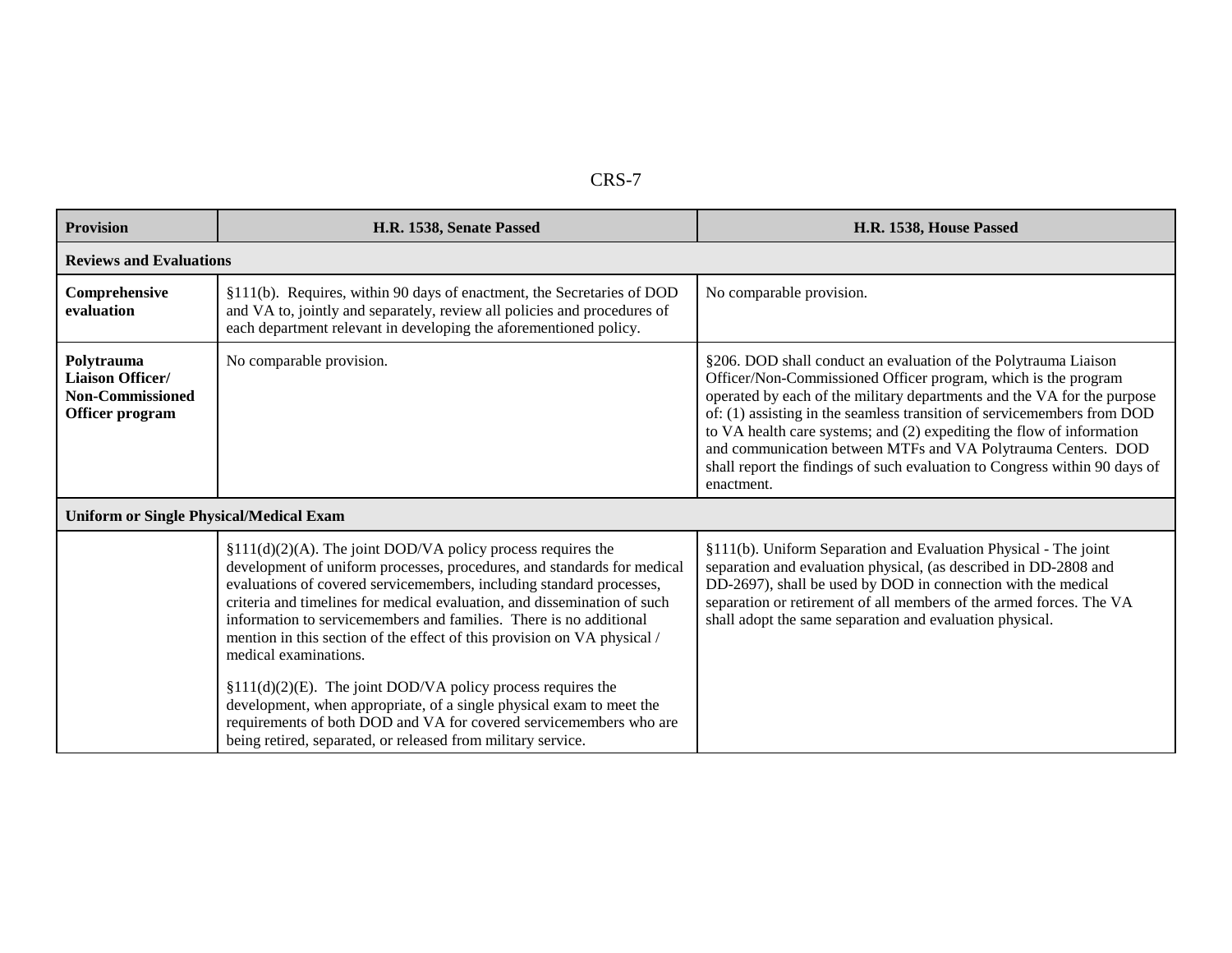| Provision | H.R. 1538, Senate Passed | H.R. 1538, House Passed |
| --- | --- | --- |
| **Reviews and Evaluations** | | |
| **Comprehensive evaluation** | §111(b). Requires, within 90 days of enactment, the Secretaries of DOD and VA to, jointly and separately, review all policies and procedures of each department relevant in developing the aforementioned policy. | No comparable provision. |
| **Polytrauma Liaison Officer/ Non-Commissioned Officer program** | No comparable provision. | §206. DOD shall conduct an evaluation of the Polytrauma Liaison Officer/Non-Commissioned Officer program, which is the program operated by each of the military departments and the VA for the purpose of: (1) assisting in the seamless transition of servicemembers from DOD to VA health care systems; and (2) expediting the flow of information and communication between MTFs and VA Polytrauma Centers. DOD shall report the findings of such evaluation to Congress within 90 days of enactment. |
| **Uniform or Single Physical/Medical Exam** | | |
| | §111(d)(2)(A). The joint DOD/VA policy process requires the development of uniform processes, procedures, and standards for medical evaluations of covered servicemembers, including standard processes, criteria and timelines for medical evaluation, and dissemination of such information to servicemembers and families. There is no additional mention in this section of the effect of this provision on VA physical / medical examinations.<br><br>§111(d)(2)(E). The joint DOD/VA policy process requires the development, when appropriate, of a single physical exam to meet the requirements of both DOD and VA for covered servicemembers who are being retired, separated, or released from military service. | §111(b). Uniform Separation and Evaluation Physical - The joint separation and evaluation physical, (as described in DD-2808 and DD-2697), shall be used by DOD in connection with the medical separation or retirement of all members of the armed forces. The VA shall adopt the same separation and evaluation physical. |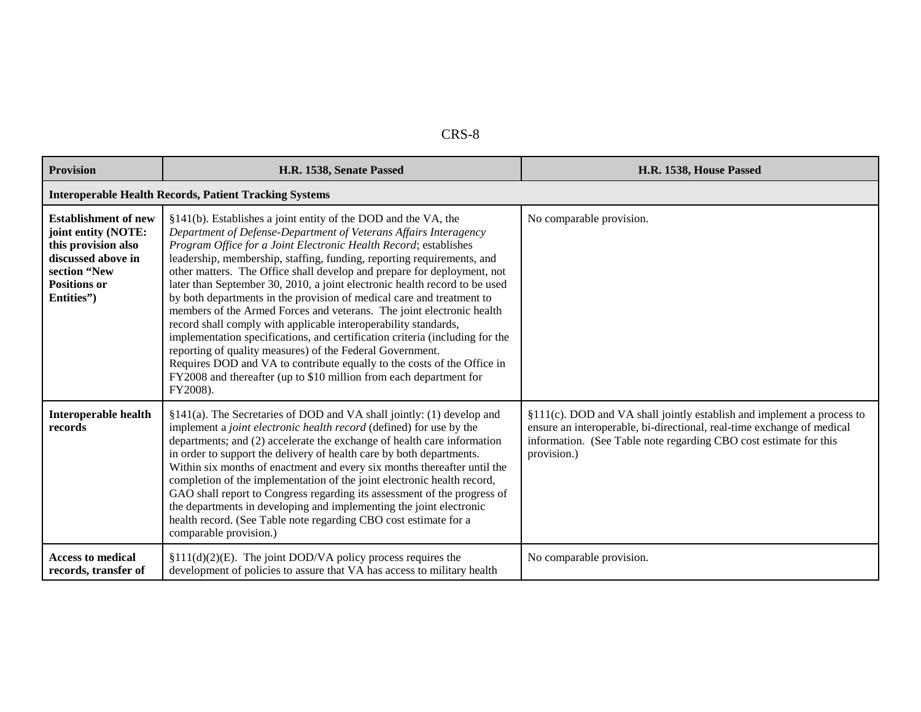| Provision | H.R. 1538, Senate Passed | H.R. 1538, House Passed |
|---|---|---|
| **Interoperable Health Records, Patient Tracking Systems** | | |
| **Establishment of new joint entity (NOTE: this provision also discussed above in section "New Positions or Entities")** | §141(b). Establishes a joint entity of the DOD and the VA, the *Department of Defense-Department of Veterans Affairs Interagency Program Office for a Joint Electronic Health Record*; establishes leadership, membership, staffing, funding, reporting requirements, and other matters. The Office shall develop and prepare for deployment, not later than September 30, 2010, a joint electronic health record to be used by both departments in the provision of medical care and treatment to members of the Armed Forces and veterans. The joint electronic health record shall comply with applicable interoperability standards, implementation specifications, and certification criteria (including for the reporting of quality measures) of the Federal Government. Requires DOD and VA to contribute equally to the costs of the Office in FY2008 and thereafter (up to $10 million from each department for FY2008). | No comparable provision. |
| **Interoperable health records** | §141(a). The Secretaries of DOD and VA shall jointly: (1) develop and implement a *joint electronic health record* (defined) for use by the departments; and (2) accelerate the exchange of health care information in order to support the delivery of health care by both departments. Within six months of enactment and every six months thereafter until the completion of the implementation of the joint electronic health record, GAO shall report to Congress regarding its assessment of the progress of the departments in developing and implementing the joint electronic health record. (See Table note regarding CBO cost estimate for a comparable provision.) | §111(c). DOD and VA shall jointly establish and implement a process to ensure an interoperable, bi-directional, real-time exchange of medical information. (See Table note regarding CBO cost estimate for this provision.) |
| **Access to medical records, transfer of** | §111(d)(2)(E). The joint DOD/VA policy process requires the development of policies to assure that VA has access to military health | No comparable provision. |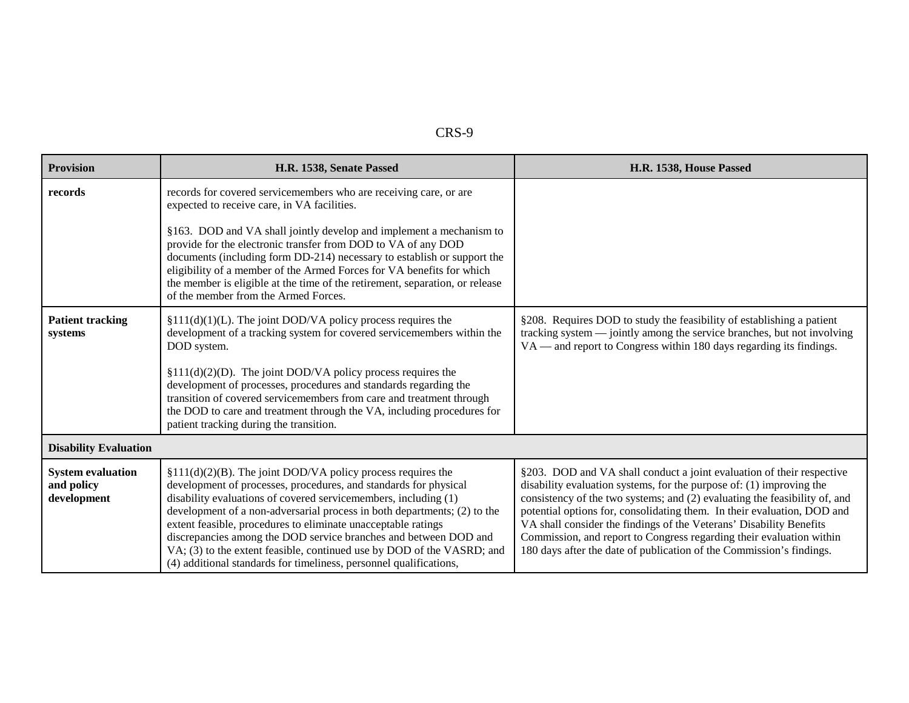| Provision | H.R. 1538, Senate Passed | H.R. 1538, House Passed |
|---|---|---|
| **records** | records for covered servicemembers who are receiving care, or are expected to receive care, in VA facilities.<br><br>§163. DOD and VA shall jointly develop and implement a mechanism to provide for the electronic transfer from DOD to VA of any DOD documents (including form DD-214) necessary to establish or support the eligibility of a member of the Armed Forces for VA benefits for which the member is eligible at the time of the retirement, separation, or release of the member from the Armed Forces. | |
| **Patient tracking systems** | §111(d)(1)(L). The joint DOD/VA policy process requires the development of a tracking system for covered servicemembers within the DOD system.<br><br>§111(d)(2)(D). The joint DOD/VA policy process requires the development of processes, procedures and standards regarding the transition of covered servicemembers from care and treatment through the DOD to care and treatment through the VA, including procedures for patient tracking during the transition. | §208. Requires DOD to study the feasibility of establishing a patient tracking system — jointly among the service branches, but not involving VA — and report to Congress within 180 days regarding its findings. |
| **Disability Evaluation** | | |
| **System evaluation and policy development** | §111(d)(2)(B). The joint DOD/VA policy process requires the development of processes, procedures, and standards for physical disability evaluations of covered servicemembers, including (1) development of a non-adversarial process in both departments; (2) to the extent feasible, procedures to eliminate unacceptable ratings discrepancies among the DOD service branches and between DOD and VA; (3) to the extent feasible, continued use by DOD of the VASRD; and (4) additional standards for timeliness, personnel qualifications, | §203. DOD and VA shall conduct a joint evaluation of their respective disability evaluation systems, for the purpose of: (1) improving the consistency of the two systems; and (2) evaluating the feasibility of, and potential options for, consolidating them. In their evaluation, DOD and VA shall consider the findings of the Veterans' Disability Benefits Commission, and report to Congress regarding their evaluation within 180 days after the date of publication of the Commission's findings. |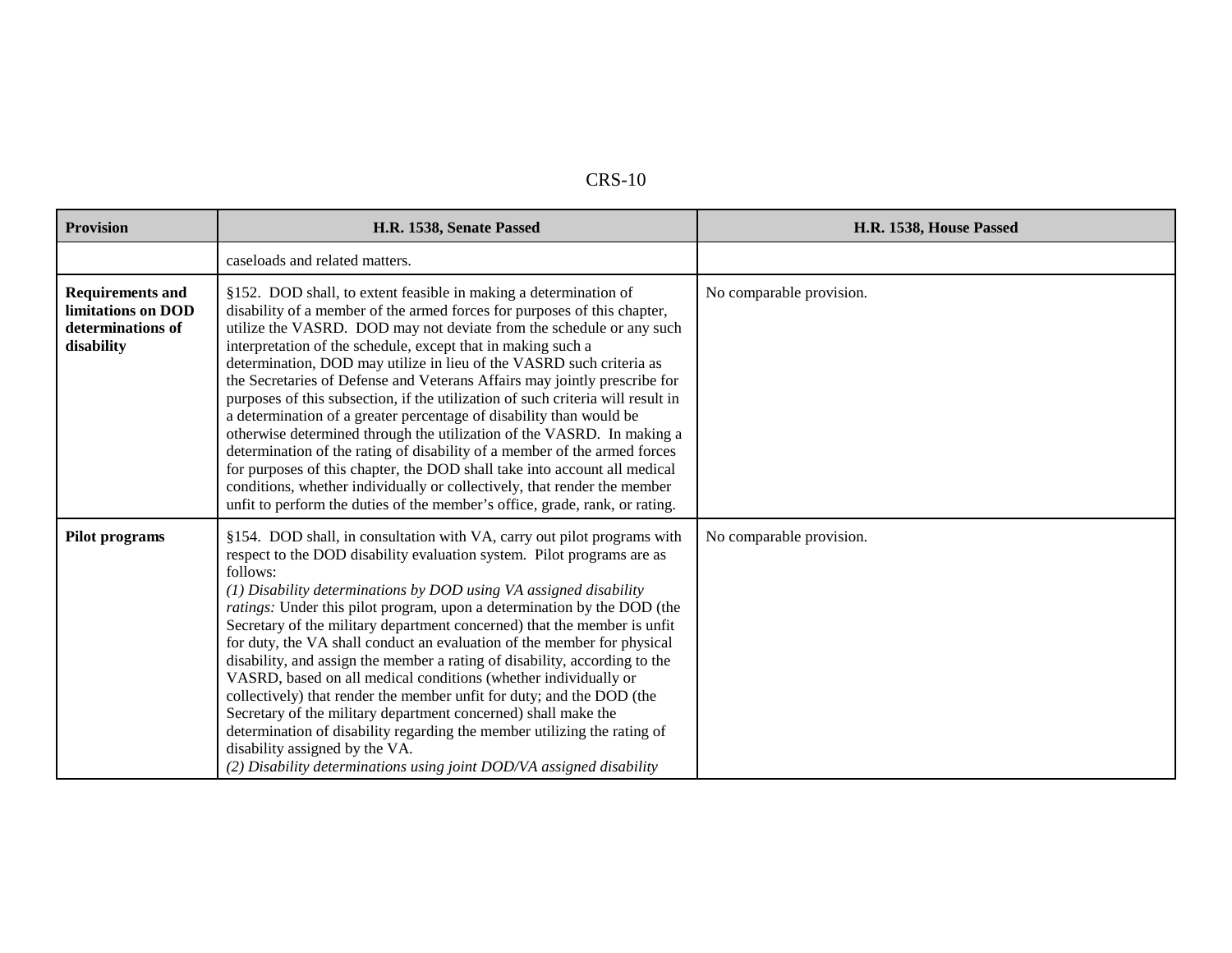| Provision | H.R. 1538, Senate Passed | H.R. 1538, House Passed |
| --- | --- | --- |
| | caseloads and related matters. | |
| **Requirements and limitations on DOD determinations of disability** | §152. DOD shall, to extent feasible in making a determination of disability of a member of the armed forces for purposes of this chapter, utilize the VASRD. DOD may not deviate from the schedule or any such interpretation of the schedule, except that in making such a determination, DOD may utilize in lieu of the VASRD such criteria as the Secretaries of Defense and Veterans Affairs may jointly prescribe for purposes of this subsection, if the utilization of such criteria will result in a determination of a greater percentage of disability than would be otherwise determined through the utilization of the VASRD. In making a determination of the rating of disability of a member of the armed forces for purposes of this chapter, the DOD shall take into account all medical conditions, whether individually or collectively, that render the member unfit to perform the duties of the member's office, grade, rank, or rating. | No comparable provision. |
| **Pilot programs** | §154. DOD shall, in consultation with VA, carry out pilot programs with respect to the DOD disability evaluation system. Pilot programs are as follows: *(1) Disability determinations by DOD using VA assigned disability ratings:* Under this pilot program, upon a determination by the DOD (the Secretary of the military department concerned) that the member is unfit for duty, the VA shall conduct an evaluation of the member for physical disability, and assign the member a rating of disability, according to the VASRD, based on all medical conditions (whether individually or collectively) that render the member unfit for duty; and the DOD (the Secretary of the military department concerned) shall make the determination of disability regarding the member utilizing the rating of disability assigned by the VA. *(2) Disability determinations using joint DOD/VA assigned disability* | No comparable provision. |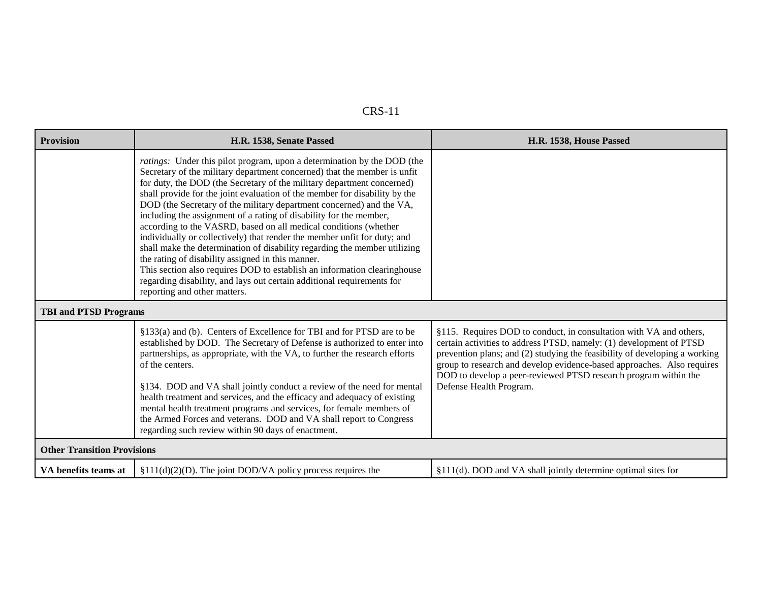| Provision | H.R. 1538, Senate Passed | H.R. 1538, House Passed |
|---|---|---|
| | *ratings:* Under this pilot program, upon a determination by the DOD (the Secretary of the military department concerned) that the member is unfit for duty, the DOD (the Secretary of the military department concerned) shall provide for the joint evaluation of the member for disability by the DOD (the Secretary of the military department concerned) and the VA, including the assignment of a rating of disability for the member, according to the VASRD, based on all medical conditions (whether individually or collectively) that render the member unfit for duty; and shall make the determination of disability regarding the member utilizing the rating of disability assigned in this manner.<br>This section also requires DOD to establish an information clearinghouse regarding disability, and lays out certain additional requirements for reporting and other matters. | |
| **TBI and PTSD Programs** | | |
| | §133(a) and (b). Centers of Excellence for TBI and for PTSD are to be established by DOD. The Secretary of Defense is authorized to enter into partnerships, as appropriate, with the VA, to further the research efforts of the centers.<br><br>§134. DOD and VA shall jointly conduct a review of the need for mental health treatment and services, and the efficacy and adequacy of existing mental health treatment programs and services, for female members of the Armed Forces and veterans. DOD and VA shall report to Congress regarding such review within 90 days of enactment. | §115. Requires DOD to conduct, in consultation with VA and others, certain activities to address PTSD, namely: (1) development of PTSD prevention plans; and (2) studying the feasibility of developing a working group to research and develop evidence-based approaches. Also requires DOD to develop a peer-reviewed PTSD research program within the Defense Health Program. |
| **Other Transition Provisions** | | |
| **VA benefits teams at** | §111(d)(2)(D). The joint DOD/VA policy process requires the | §111(d). DOD and VA shall jointly determine optimal sites for |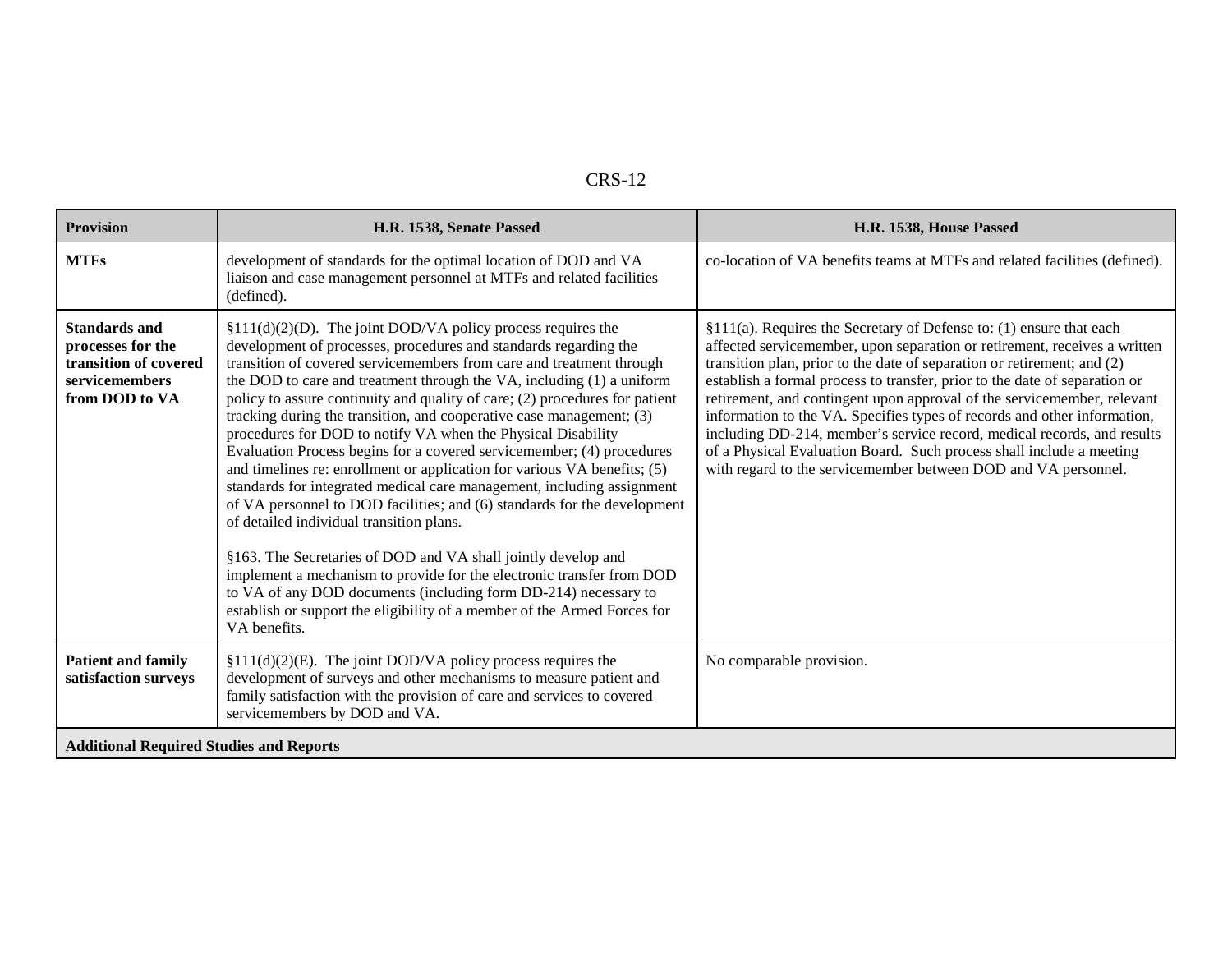| Provision | H.R. 1538, Senate Passed | H.R. 1538, House Passed |
|---|---|---|
| **MTFs** | development of standards for the optimal location of DOD and VA liaison and case management personnel at MTFs and related facilities (defined). | co-location of VA benefits teams at MTFs and related facilities (defined). |
| **Standards and processes for the transition of covered servicemembers from DOD to VA** | §111(d)(2)(D). The joint DOD/VA policy process requires the development of processes, procedures and standards regarding the transition of covered servicemembers from care and treatment through the DOD to care and treatment through the VA, including (1) a uniform policy to assure continuity and quality of care; (2) procedures for patient tracking during the transition, and cooperative case management; (3) procedures for DOD to notify VA when the Physical Disability Evaluation Process begins for a covered servicemember; (4) procedures and timelines re: enrollment or application for various VA benefits; (5) standards for integrated medical care management, including assignment of VA personnel to DOD facilities; and (6) standards for the development of detailed individual transition plans.<br><br>§163. The Secretaries of DOD and VA shall jointly develop and implement a mechanism to provide for the electronic transfer from DOD to VA of any DOD documents (including form DD-214) necessary to establish or support the eligibility of a member of the Armed Forces for VA benefits. | §111(a). Requires the Secretary of Defense to: (1) ensure that each affected servicemember, upon separation or retirement, receives a written transition plan, prior to the date of separation or retirement; and (2) establish a formal process to transfer, prior to the date of separation or retirement, and contingent upon approval of the servicemember, relevant information to the VA. Specifies types of records and other information, including DD-214, member's service record, medical records, and results of a Physical Evaluation Board. Such process shall include a meeting with regard to the servicemember between DOD and VA personnel. |
| **Patient and family satisfaction surveys** | §111(d)(2)(E). The joint DOD/VA policy process requires the development of surveys and other mechanisms to measure patient and family satisfaction with the provision of care and services to covered servicemembers by DOD and VA. | No comparable provision. |
| **Additional Required Studies and Reports** | | |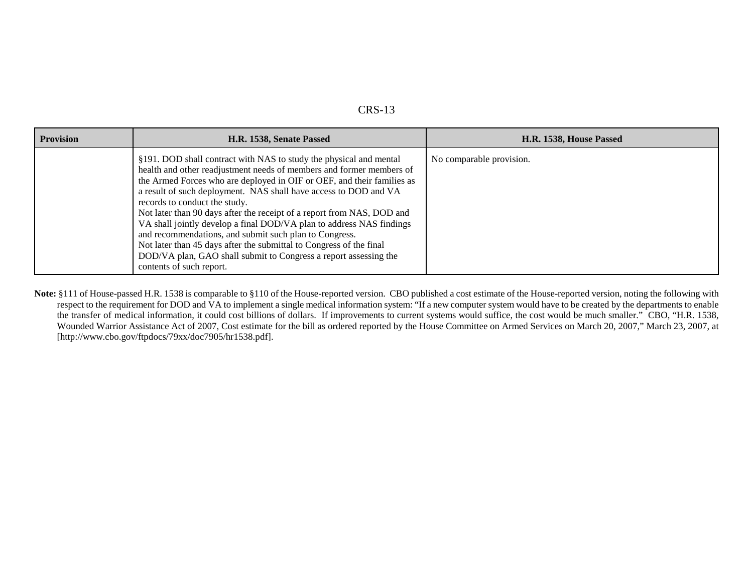| Provision | H.R. 1538, Senate Passed | H.R. 1538, House Passed |
|---|---|---|
| | §191. DOD shall contract with NAS to study the physical and mental health and other readjustment needs of members and former members of the Armed Forces who are deployed in OIF or OEF, and their families as a result of such deployment. NAS shall have access to DOD and VA records to conduct the study.<br>Not later than 90 days after the receipt of a report from NAS, DOD and VA shall jointly develop a final DOD/VA plan to address NAS findings and recommendations, and submit such plan to Congress.<br>Not later than 45 days after the submittal to Congress of the final DOD/VA plan, GAO shall submit to Congress a report assessing the contents of such report. | No comparable provision. |

**Note:** §111 of House-passed H.R. 1538 is comparable to §110 of the House-reported version. CBO published a cost estimate of the House-reported version, noting the following with respect to the requirement for DOD and VA to implement a single medical information system: "If a new computer system would have to be created by the departments to enable the transfer of medical information, it could cost billions of dollars. If improvements to current systems would suffice, the cost would be much smaller." CBO, "H.R. 1538, Wounded Warrior Assistance Act of 2007, Cost estimate for the bill as ordered reported by the House Committee on Armed Services on March 20, 2007," March 23, 2007, at [http://www.cbo.gov/ftpdocs/79xx/doc7905/hr1538.pdf].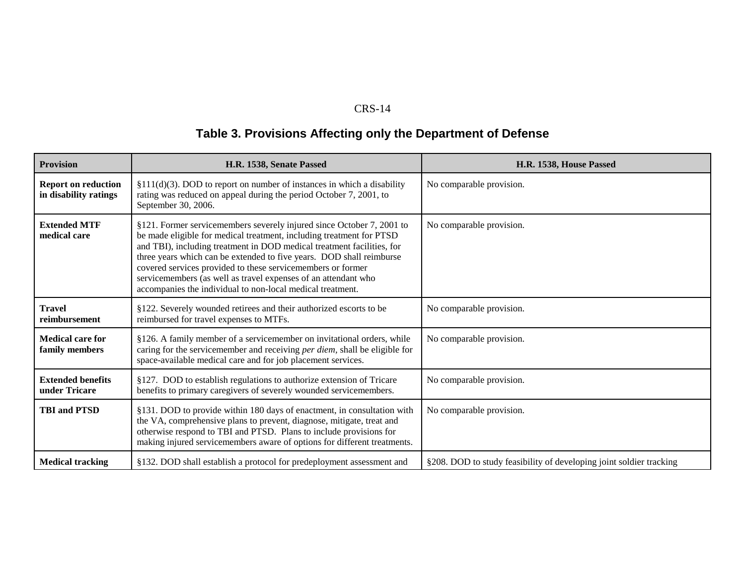## Table 3. Provisions Affecting only the Department of Defense

| Provision | H.R. 1538, Senate Passed | H.R. 1538, House Passed |
|---|---|---|
| **Report on reduction in disability ratings** | §111(d)(3). DOD to report on number of instances in which a disability rating was reduced on appeal during the period October 7, 2001, to September 30, 2006. | No comparable provision. |
| **Extended MTF medical care** | §121. Former servicemembers severely injured since October 7, 2001 to be made eligible for medical treatment, including treatment for PTSD and TBI), including treatment in DOD medical treatment facilities, for three years which can be extended to five years. DOD shall reimburse covered services provided to these servicemembers or former servicemembers (as well as travel expenses of an attendant who accompanies the individual to non-local medical treatment. | No comparable provision. |
| **Travel reimbursement** | §122. Severely wounded retirees and their authorized escorts to be reimbursed for travel expenses to MTFs. | No comparable provision. |
| **Medical care for family members** | §126. A family member of a servicemember on invitational orders, while caring for the servicemember and receiving *per diem*, shall be eligible for space-available medical care and for job placement services. | No comparable provision. |
| **Extended benefits under Tricare** | §127. DOD to establish regulations to authorize extension of Tricare benefits to primary caregivers of severely wounded servicemembers. | No comparable provision. |
| **TBI and PTSD** | §131. DOD to provide within 180 days of enactment, in consultation with the VA, comprehensive plans to prevent, diagnose, mitigate, treat and otherwise respond to TBI and PTSD. Plans to include provisions for making injured servicemembers aware of options for different treatments. | No comparable provision. |
| **Medical tracking** | §132. DOD shall establish a protocol for predeployment assessment and | §208. DOD to study feasibility of developing joint soldier tracking |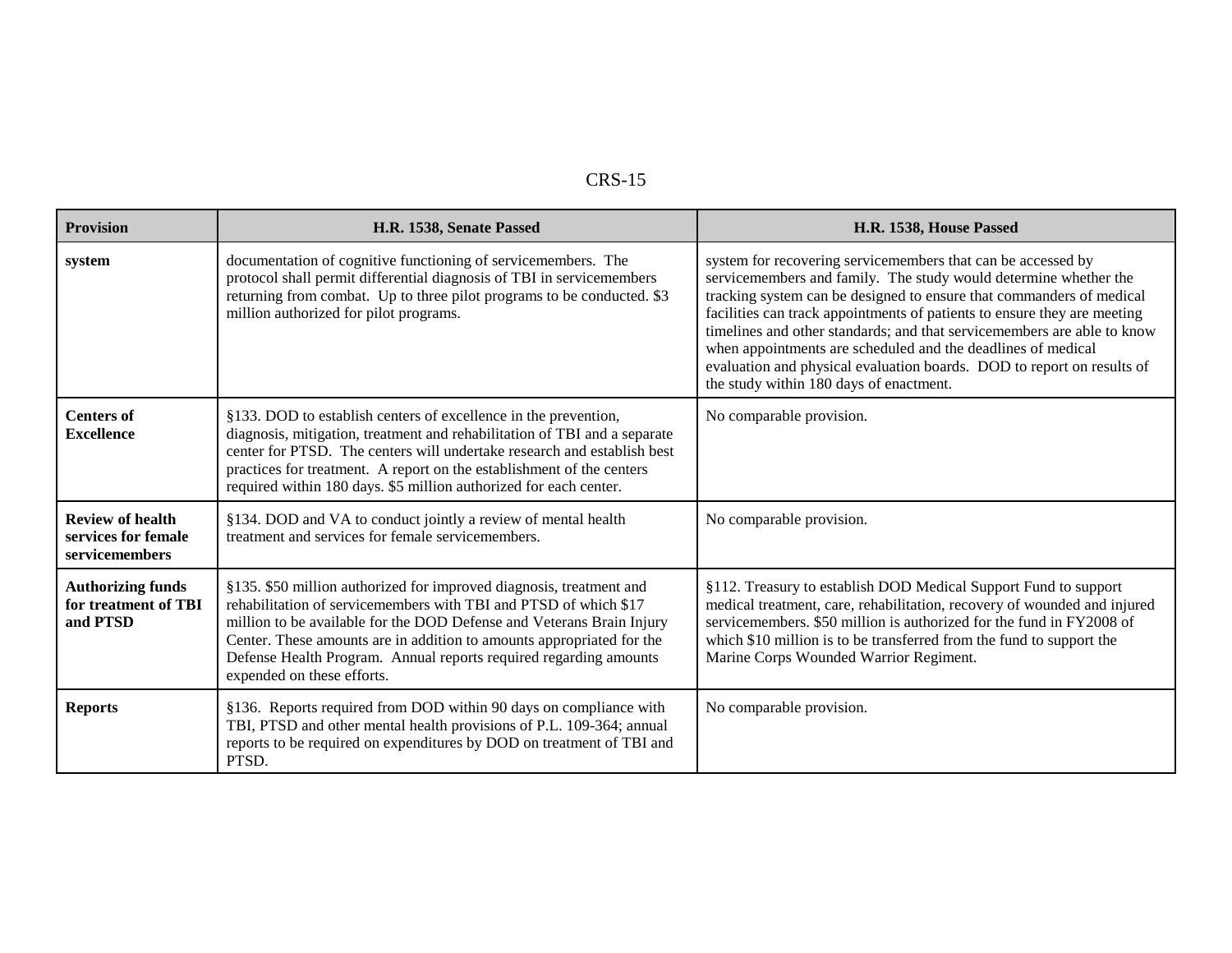| Provision | H.R. 1538, Senate Passed | H.R. 1538, House Passed |
|---|---|---|
| **system** | documentation of cognitive functioning of servicemembers. The protocol shall permit differential diagnosis of TBI in servicemembers returning from combat. Up to three pilot programs to be conducted. $3 million authorized for pilot programs. | system for recovering servicemembers that can be accessed by servicemembers and family. The study would determine whether the tracking system can be designed to ensure that commanders of medical facilities can track appointments of patients to ensure they are meeting timelines and other standards; and that servicemembers are able to know when appointments are scheduled and the deadlines of medical evaluation and physical evaluation boards. DOD to report on results of the study within 180 days of enactment. |
| **Centers of Excellence** | §133. DOD to establish centers of excellence in the prevention, diagnosis, mitigation, treatment and rehabilitation of TBI and a separate center for PTSD. The centers will undertake research and establish best practices for treatment. A report on the establishment of the centers required within 180 days. $5 million authorized for each center. | No comparable provision. |
| **Review of health services for female servicemembers** | §134. DOD and VA to conduct jointly a review of mental health treatment and services for female servicemembers. | No comparable provision. |
| **Authorizing funds for treatment of TBI and PTSD** | §135. $50 million authorized for improved diagnosis, treatment and rehabilitation of servicemembers with TBI and PTSD of which $17 million to be available for the DOD Defense and Veterans Brain Injury Center. These amounts are in addition to amounts appropriated for the Defense Health Program. Annual reports required regarding amounts expended on these efforts. | §112. Treasury to establish DOD Medical Support Fund to support medical treatment, care, rehabilitation, recovery of wounded and injured servicemembers. $50 million is authorized for the fund in FY2008 of which $10 million is to be transferred from the fund to support the Marine Corps Wounded Warrior Regiment. |
| **Reports** | §136. Reports required from DOD within 90 days on compliance with TBI, PTSD and other mental health provisions of P.L. 109-364; annual reports to be required on expenditures by DOD on treatment of TBI and PTSD. | No comparable provision. |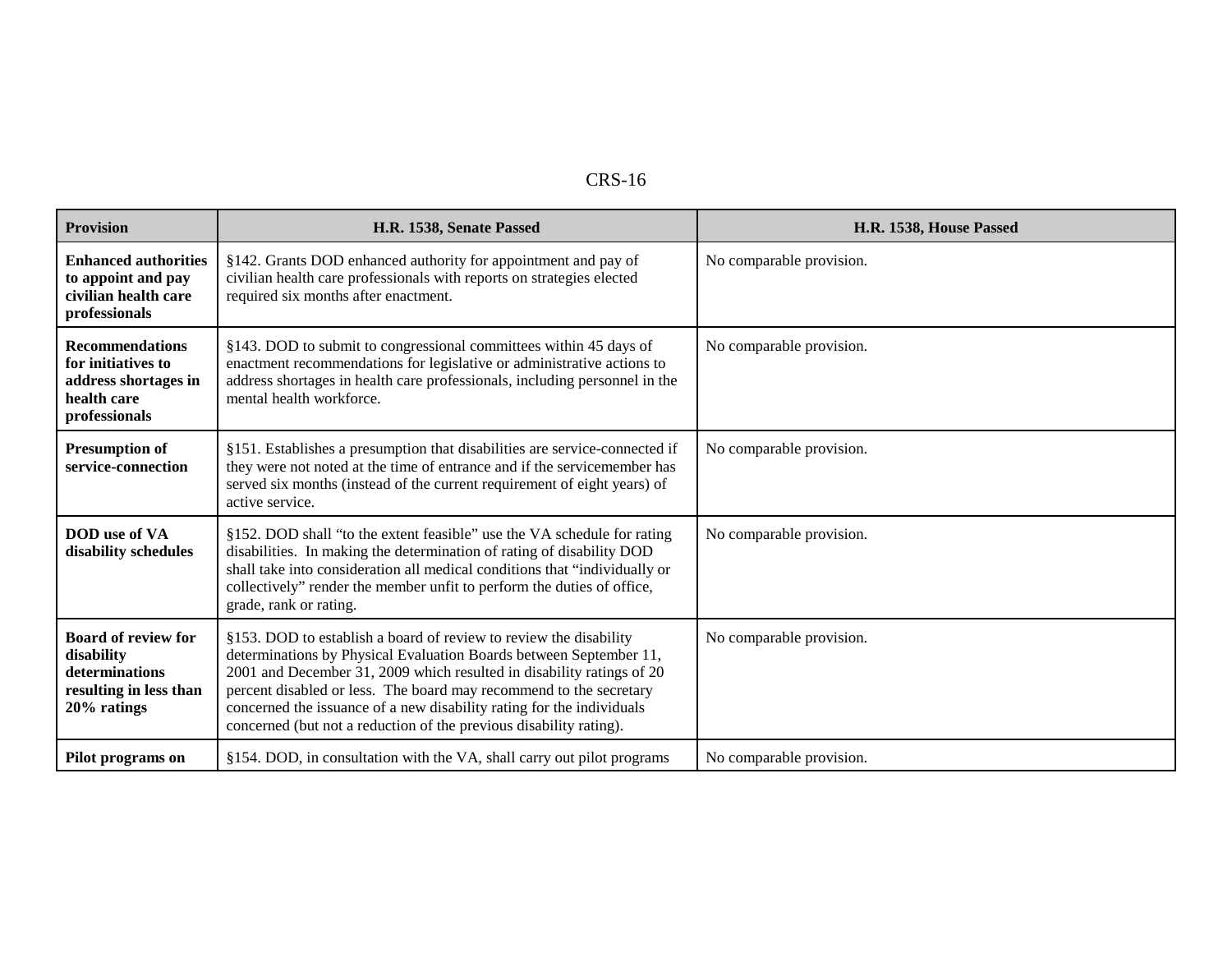| Provision | H.R. 1538, Senate Passed | H.R. 1538, House Passed |
| --- | --- | --- |
| **Enhanced authorities to appoint and pay civilian health care professionals** | §142. Grants DOD enhanced authority for appointment and pay of civilian health care professionals with reports on strategies elected required six months after enactment. | No comparable provision. |
| **Recommendations for initiatives to address shortages in health care professionals** | §143. DOD to submit to congressional committees within 45 days of enactment recommendations for legislative or administrative actions to address shortages in health care professionals, including personnel in the mental health workforce. | No comparable provision. |
| **Presumption of service-connection** | §151. Establishes a presumption that disabilities are service-connected if they were not noted at the time of entrance and if the servicemember has served six months (instead of the current requirement of eight years) of active service. | No comparable provision. |
| **DOD use of VA disability schedules** | §152. DOD shall "to the extent feasible" use the VA schedule for rating disabilities. In making the determination of rating of disability DOD shall take into consideration all medical conditions that "individually or collectively" render the member unfit to perform the duties of office, grade, rank or rating. | No comparable provision. |
| **Board of review for disability determinations resulting in less than 20% ratings** | §153. DOD to establish a board of review to review the disability determinations by Physical Evaluation Boards between September 11, 2001 and December 31, 2009 which resulted in disability ratings of 20 percent disabled or less. The board may recommend to the secretary concerned the issuance of a new disability rating for the individuals concerned (but not a reduction of the previous disability rating). | No comparable provision. |
| **Pilot programs on** | §154. DOD, in consultation with the VA, shall carry out pilot programs | No comparable provision. |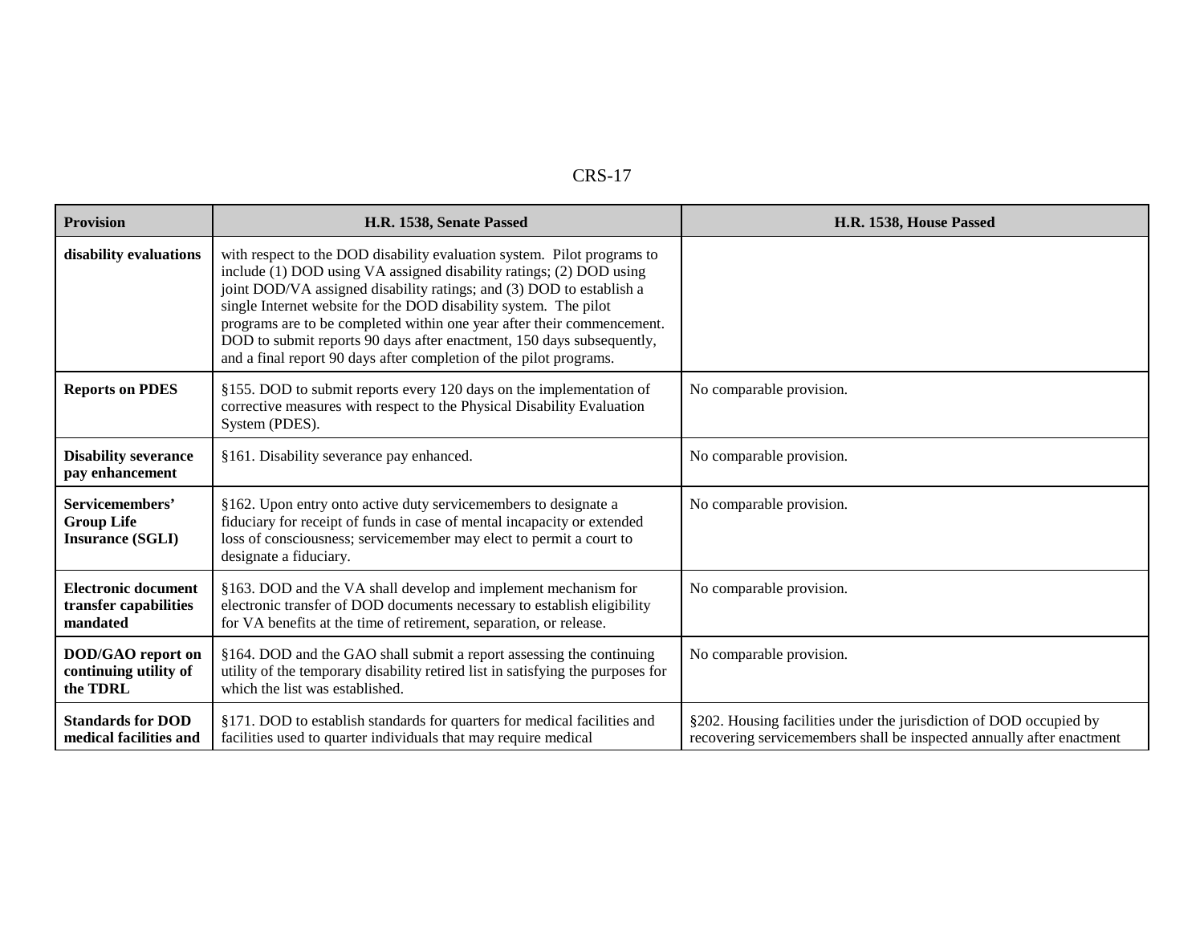| Provision | H.R. 1538, Senate Passed | H.R. 1538, House Passed |
|---|---|---|
| **disability evaluations** | with respect to the DOD disability evaluation system. Pilot programs to include (1) DOD using VA assigned disability ratings; (2) DOD using joint DOD/VA assigned disability ratings; and (3) DOD to establish a single Internet website for the DOD disability system. The pilot programs are to be completed within one year after their commencement. DOD to submit reports 90 days after enactment, 150 days subsequently, and a final report 90 days after completion of the pilot programs. | |
| **Reports on PDES** | §155. DOD to submit reports every 120 days on the implementation of corrective measures with respect to the Physical Disability Evaluation System (PDES). | No comparable provision. |
| **Disability severance pay enhancement** | §161. Disability severance pay enhanced. | No comparable provision. |
| **Servicemembers' Group Life Insurance (SGLI)** | §162. Upon entry onto active duty servicemembers to designate a fiduciary for receipt of funds in case of mental incapacity or extended loss of consciousness; servicemember may elect to permit a court to designate a fiduciary. | No comparable provision. |
| **Electronic document transfer capabilities mandated** | §163. DOD and the VA shall develop and implement mechanism for electronic transfer of DOD documents necessary to establish eligibility for VA benefits at the time of retirement, separation, or release. | No comparable provision. |
| **DOD/GAO report on continuing utility of the TDRL** | §164. DOD and the GAO shall submit a report assessing the continuing utility of the temporary disability retired list in satisfying the purposes for which the list was established. | No comparable provision. |
| **Standards for DOD medical facilities and** | §171. DOD to establish standards for quarters for medical facilities and facilities used to quarter individuals that may require medical | §202. Housing facilities under the jurisdiction of DOD occupied by recovering servicemembers shall be inspected annually after enactment |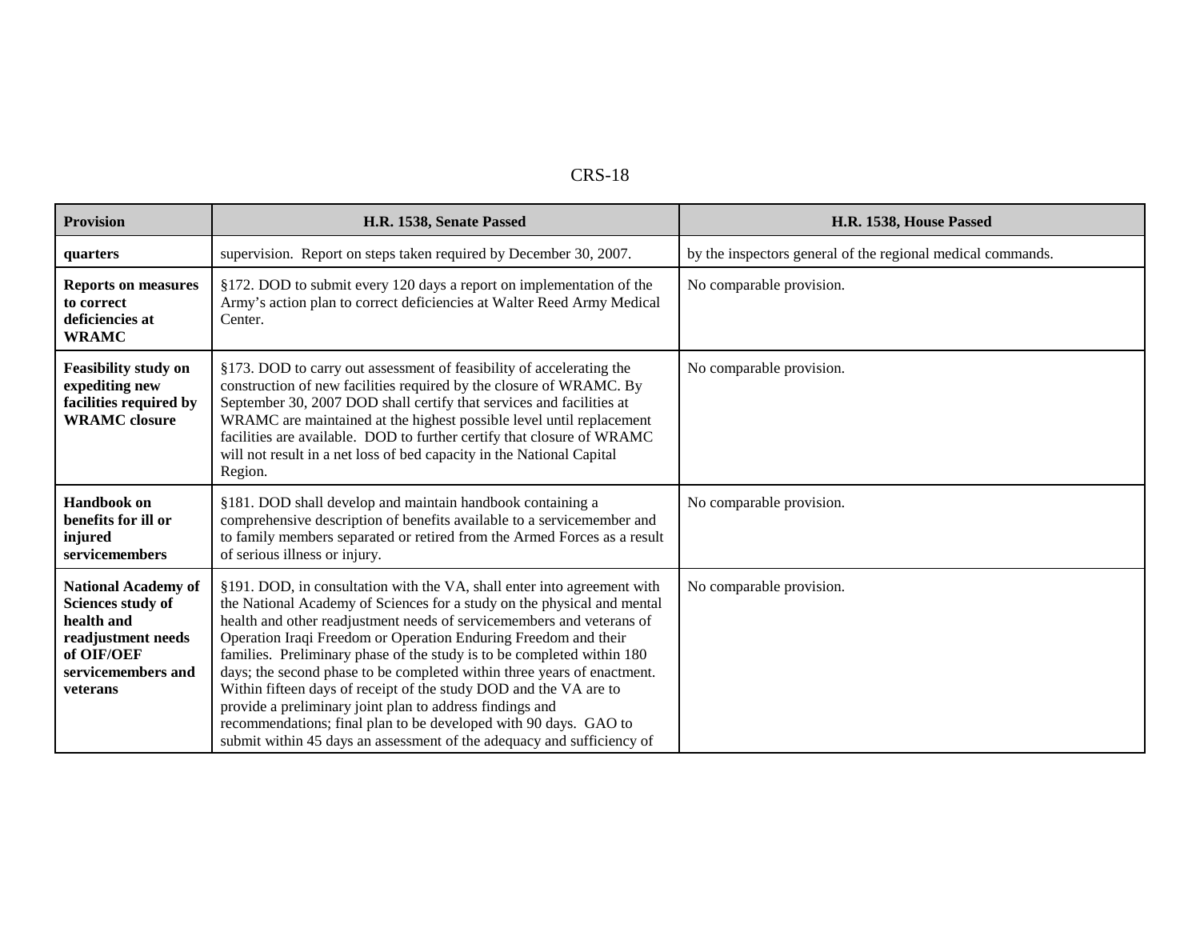| Provision | H.R. 1538, Senate Passed | H.R. 1538, House Passed |
|---|---|---|
| **quarters** | supervision. Report on steps taken required by December 30, 2007. | by the inspectors general of the regional medical commands. |
| **Reports on measures to correct deficiencies at WRAMC** | §172. DOD to submit every 120 days a report on implementation of the Army's action plan to correct deficiencies at Walter Reed Army Medical Center. | No comparable provision. |
| **Feasibility study on expediting new facilities required by WRAMC closure** | §173. DOD to carry out assessment of feasibility of accelerating the construction of new facilities required by the closure of WRAMC. By September 30, 2007 DOD shall certify that services and facilities at WRAMC are maintained at the highest possible level until replacement facilities are available. DOD to further certify that closure of WRAMC will not result in a net loss of bed capacity in the National Capital Region. | No comparable provision. |
| **Handbook on benefits for ill or injured servicemembers** | §181. DOD shall develop and maintain handbook containing a comprehensive description of benefits available to a servicemember and to family members separated or retired from the Armed Forces as a result of serious illness or injury. | No comparable provision. |
| **National Academy of Sciences study of health and readjustment needs of OIF/OEF servicemembers and veterans** | §191. DOD, in consultation with the VA, shall enter into agreement with the National Academy of Sciences for a study on the physical and mental health and other readjustment needs of servicemembers and veterans of Operation Iraqi Freedom or Operation Enduring Freedom and their families. Preliminary phase of the study is to be completed within 180 days; the second phase to be completed within three years of enactment. Within fifteen days of receipt of the study DOD and the VA are to provide a preliminary joint plan to address findings and recommendations; final plan to be developed with 90 days. GAO to submit within 45 days an assessment of the adequacy and sufficiency of | No comparable provision. |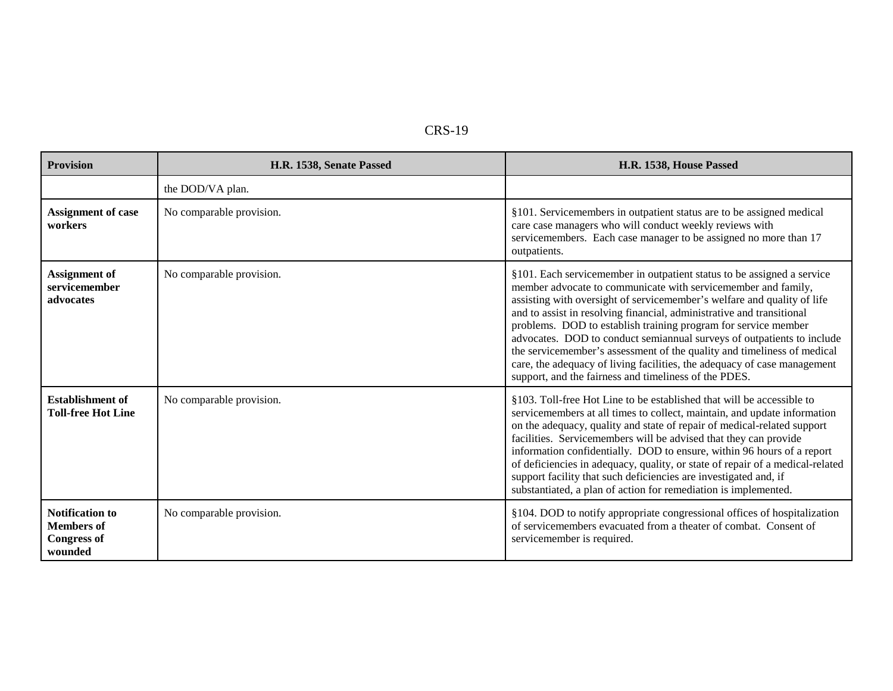| Provision | H.R. 1538, Senate Passed | H.R. 1538, House Passed |
|---|---|---|
| | the DOD/VA plan. | |
| **Assignment of case workers** | No comparable provision. | §101. Servicemembers in outpatient status are to be assigned medical care case managers who will conduct weekly reviews with servicemembers. Each case manager to be assigned no more than 17 outpatients. |
| **Assignment of servicemember advocates** | No comparable provision. | §101. Each servicemember in outpatient status to be assigned a service member advocate to communicate with servicemember and family, assisting with oversight of servicemember's welfare and quality of life and to assist in resolving financial, administrative and transitional problems. DOD to establish training program for service member advocates. DOD to conduct semiannual surveys of outpatients to include the servicemember's assessment of the quality and timeliness of medical care, the adequacy of living facilities, the adequacy of case management support, and the fairness and timeliness of the PDES. |
| **Establishment of Toll-free Hot Line** | No comparable provision. | §103. Toll-free Hot Line to be established that will be accessible to servicemembers at all times to collect, maintain, and update information on the adequacy, quality and state of repair of medical-related support facilities. Servicemembers will be advised that they can provide information confidentially. DOD to ensure, within 96 hours of a report of deficiencies in adequacy, quality, or state of repair of a medical-related support facility that such deficiencies are investigated and, if substantiated, a plan of action for remediation is implemented. |
| **Notification to Members of Congress of wounded** | No comparable provision. | §104. DOD to notify appropriate congressional offices of hospitalization of servicemembers evacuated from a theater of combat. Consent of servicemember is required. |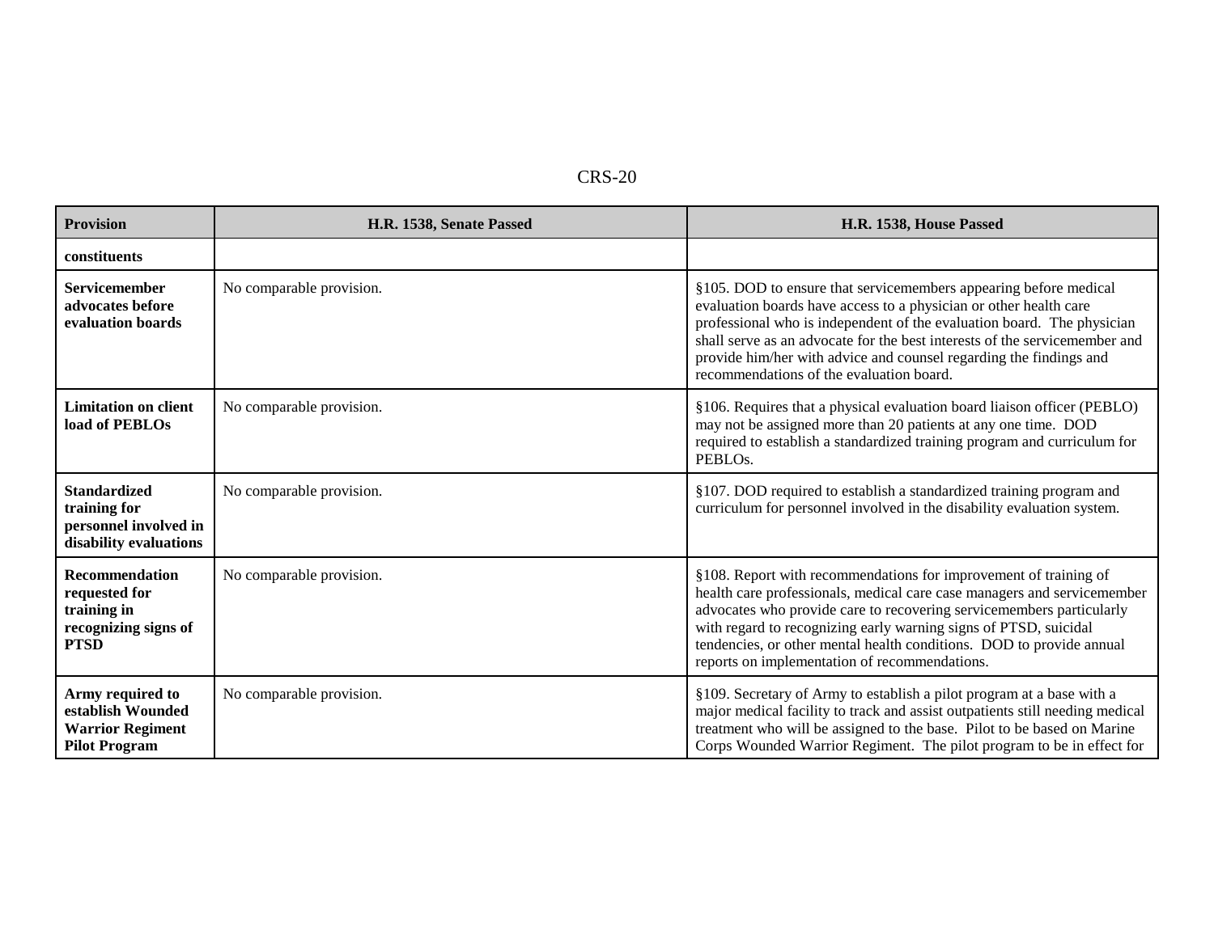| Provision | H.R. 1538, Senate Passed | H.R. 1538, House Passed |
| --- | --- | --- |
| **constituents** | | |
| **Servicemember advocates before evaluation boards** | No comparable provision. | §105. DOD to ensure that servicemembers appearing before medical evaluation boards have access to a physician or other health care professional who is independent of the evaluation board. The physician shall serve as an advocate for the best interests of the servicemember and provide him/her with advice and counsel regarding the findings and recommendations of the evaluation board. |
| **Limitation on client load of PEBLOs** | No comparable provision. | §106. Requires that a physical evaluation board liaison officer (PEBLO) may not be assigned more than 20 patients at any one time. DOD required to establish a standardized training program and curriculum for PEBLOs. |
| **Standardized training for personnel involved in disability evaluations** | No comparable provision. | §107. DOD required to establish a standardized training program and curriculum for personnel involved in the disability evaluation system. |
| **Recommendation requested for training in recognizing signs of PTSD** | No comparable provision. | §108. Report with recommendations for improvement of training of health care professionals, medical care case managers and servicemember advocates who provide care to recovering servicemembers particularly with regard to recognizing early warning signs of PTSD, suicidal tendencies, or other mental health conditions. DOD to provide annual reports on implementation of recommendations. |
| **Army required to establish Wounded Warrior Regiment Pilot Program** | No comparable provision. | §109. Secretary of Army to establish a pilot program at a base with a major medical facility to track and assist outpatients still needing medical treatment who will be assigned to the base. Pilot to be based on Marine Corps Wounded Warrior Regiment. The pilot program to be in effect for |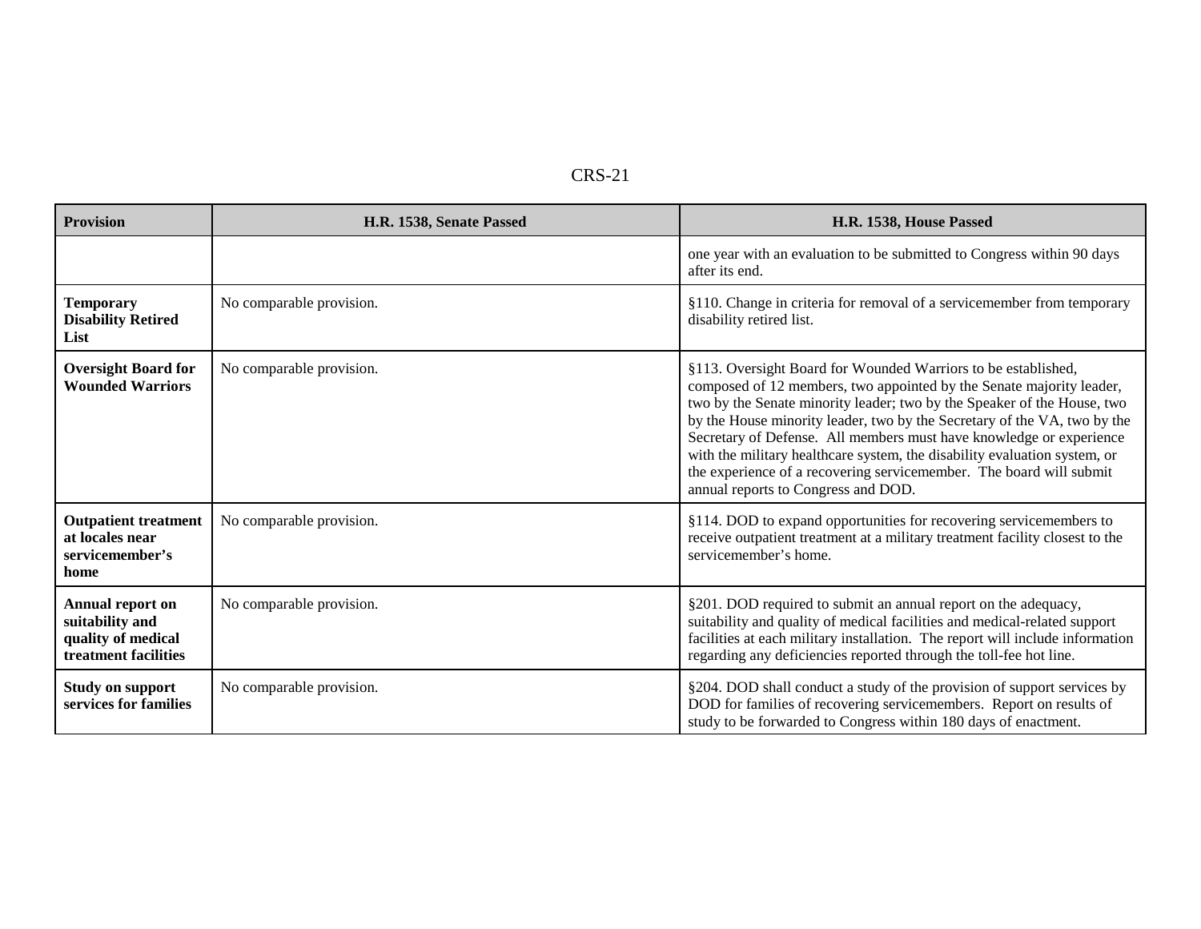| Provision | H.R. 1538, Senate Passed | H.R. 1538, House Passed |
|---|---|---|
| | | one year with an evaluation to be submitted to Congress within 90 days after its end. |
| **Temporary Disability Retired List** | No comparable provision. | §110. Change in criteria for removal of a servicemember from temporary disability retired list. |
| **Oversight Board for Wounded Warriors** | No comparable provision. | §113. Oversight Board for Wounded Warriors to be established, composed of 12 members, two appointed by the Senate majority leader, two by the Senate minority leader; two by the Speaker of the House, two by the House minority leader, two by the Secretary of the VA, two by the Secretary of Defense. All members must have knowledge or experience with the military healthcare system, the disability evaluation system, or the experience of a recovering servicemember. The board will submit annual reports to Congress and DOD. |
| **Outpatient treatment at locales near servicemember's home** | No comparable provision. | §114. DOD to expand opportunities for recovering servicemembers to receive outpatient treatment at a military treatment facility closest to the servicemember's home. |
| **Annual report on suitability and quality of medical treatment facilities** | No comparable provision. | §201. DOD required to submit an annual report on the adequacy, suitability and quality of medical facilities and medical-related support facilities at each military installation. The report will include information regarding any deficiencies reported through the toll-fee hot line. |
| **Study on support services for families** | No comparable provision. | §204. DOD shall conduct a study of the provision of support services by DOD for families of recovering servicemembers. Report on results of study to be forwarded to Congress within 180 days of enactment. |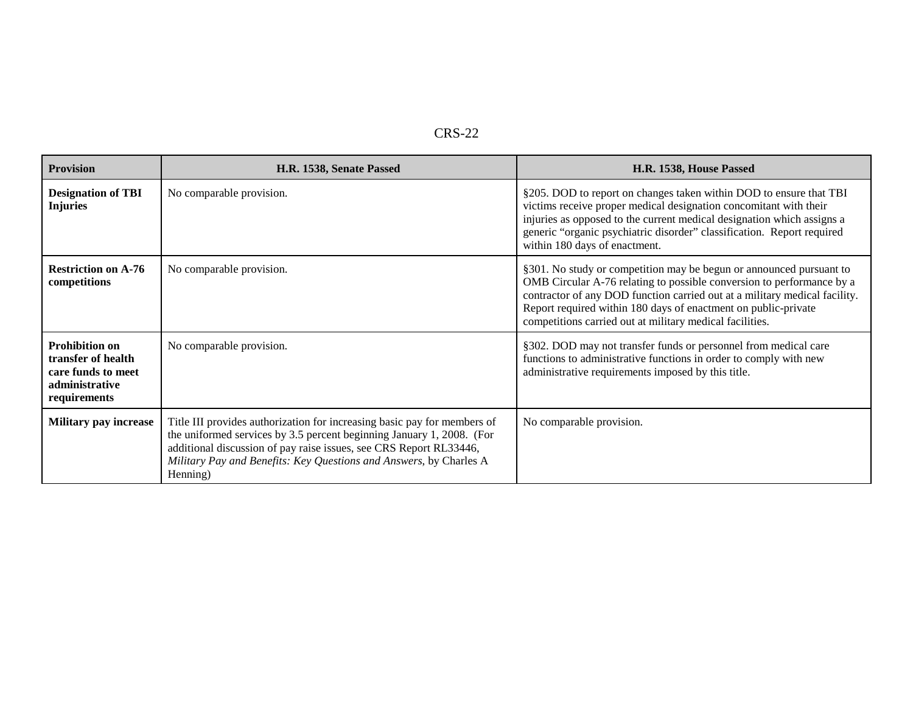| Provision | H.R. 1538, Senate Passed | H.R. 1538, House Passed |
|---|---|---|
| **Designation of TBI Injuries** | No comparable provision. | §205. DOD to report on changes taken within DOD to ensure that TBI victims receive proper medical designation concomitant with their injuries as opposed to the current medical designation which assigns a generic "organic psychiatric disorder" classification. Report required within 180 days of enactment. |
| **Restriction on A-76 competitions** | No comparable provision. | §301. No study or competition may be begun or announced pursuant to OMB Circular A-76 relating to possible conversion to performance by a contractor of any DOD function carried out at a military medical facility. Report required within 180 days of enactment on public-private competitions carried out at military medical facilities. |
| **Prohibition on transfer of health care funds to meet administrative requirements** | No comparable provision. | §302. DOD may not transfer funds or personnel from medical care functions to administrative functions in order to comply with new administrative requirements imposed by this title. |
| **Military pay increase** | Title III provides authorization for increasing basic pay for members of the uniformed services by 3.5 percent beginning January 1, 2008. (For additional discussion of pay raise issues, see CRS Report RL33446, *Military Pay and Benefits: Key Questions and Answers*, by Charles A Henning) | No comparable provision. |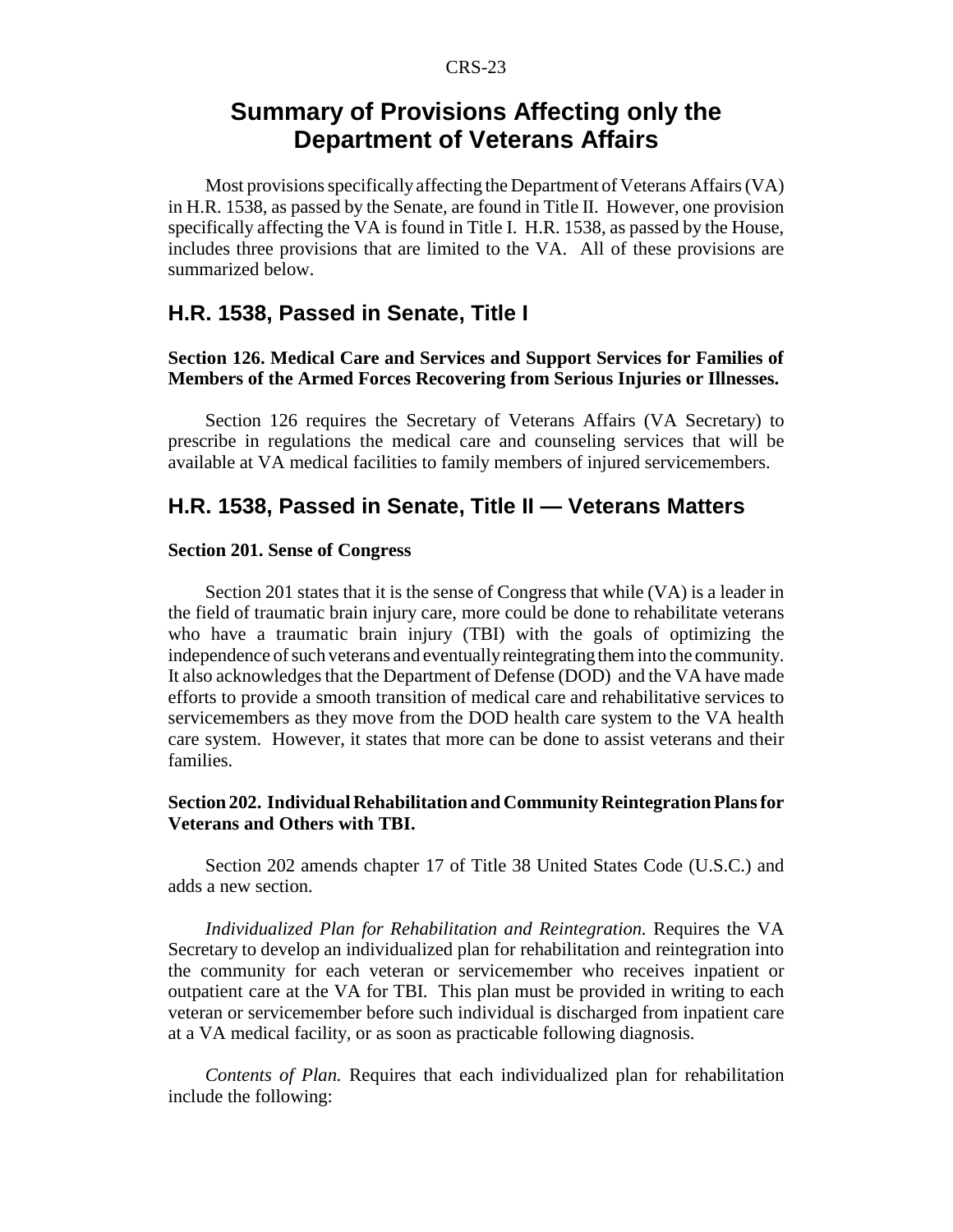# Summary of Provisions Affecting only the Department of Veterans Affairs

Most provisions specifically affecting the Department of Veterans Affairs (VA) in H.R. 1538, as passed by the Senate, are found in Title II. However, one provision specifically affecting the VA is found in Title I. H.R. 1538, as passed by the House, includes three provisions that are limited to the VA. All of these provisions are summarized below.

## H.R. 1538, Passed in Senate, Title I

**Section 126. Medical Care and Services and Support Services for Families of Members of the Armed Forces Recovering from Serious Injuries or Illnesses.**

Section 126 requires the Secretary of Veterans Affairs (VA Secretary) to prescribe in regulations the medical care and counseling services that will be available at VA medical facilities to family members of injured servicemembers.

## H.R. 1538, Passed in Senate, Title II — Veterans Matters

**Section 201. Sense of Congress**

Section 201 states that it is the sense of Congress that while (VA) is a leader in the field of traumatic brain injury care, more could be done to rehabilitate veterans who have a traumatic brain injury (TBI) with the goals of optimizing the independence of such veterans and eventually reintegrating them into the community. It also acknowledges that the Department of Defense (DOD) and the VA have made efforts to provide a smooth transition of medical care and rehabilitative services to servicemembers as they move from the DOD health care system to the VA health care system. However, it states that more can be done to assist veterans and their families.

**Section 202. Individual Rehabilitation and Community Reintegration Plans for Veterans and Others with TBI.**

Section 202 amends chapter 17 of Title 38 United States Code (U.S.C.) and adds a new section.

*Individualized Plan for Rehabilitation and Reintegration.* Requires the VA Secretary to develop an individualized plan for rehabilitation and reintegration into the community for each veteran or servicemember who receives inpatient or outpatient care at the VA for TBI. This plan must be provided in writing to each veteran or servicemember before such individual is discharged from inpatient care at a VA medical facility, or as soon as practicable following diagnosis.

*Contents of Plan.* Requires that each individualized plan for rehabilitation include the following: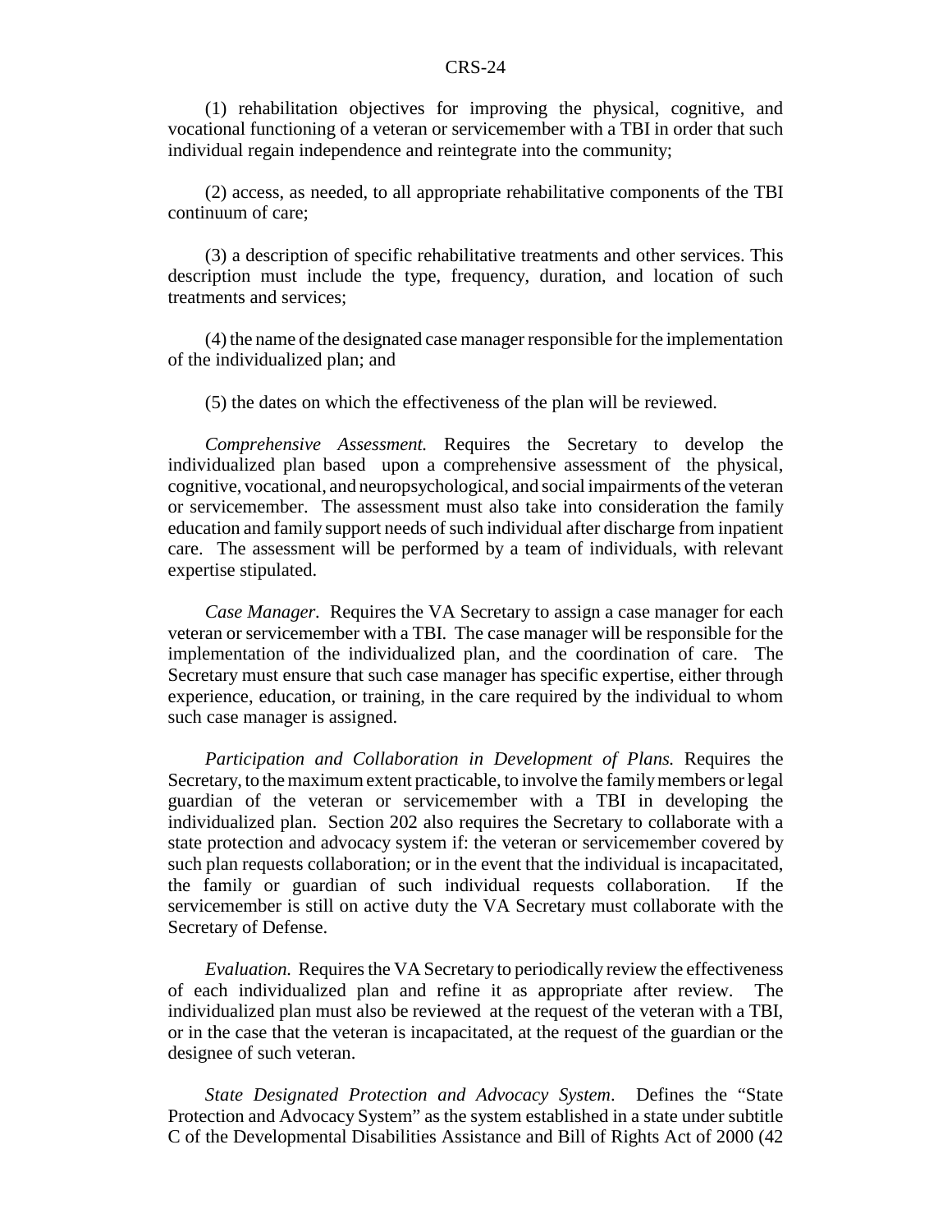(1) rehabilitation objectives for improving the physical, cognitive, and vocational functioning of a veteran or servicemember with a TBI in order that such individual regain independence and reintegrate into the community;

(2) access, as needed, to all appropriate rehabilitative components of the TBI continuum of care;

(3) a description of specific rehabilitative treatments and other services. This description must include the type, frequency, duration, and location of such treatments and services;

(4) the name of the designated case manager responsible for the implementation of the individualized plan; and

(5) the dates on which the effectiveness of the plan will be reviewed.

*Comprehensive Assessment.* Requires the Secretary to develop the individualized plan based upon a comprehensive assessment of the physical, cognitive, vocational, and neuropsychological, and social impairments of the veteran or servicemember. The assessment must also take into consideration the family education and family support needs of such individual after discharge from inpatient care. The assessment will be performed by a team of individuals, with relevant expertise stipulated.

*Case Manager.* Requires the VA Secretary to assign a case manager for each veteran or servicemember with a TBI. The case manager will be responsible for the implementation of the individualized plan, and the coordination of care. The Secretary must ensure that such case manager has specific expertise, either through experience, education, or training, in the care required by the individual to whom such case manager is assigned.

*Participation and Collaboration in Development of Plans.* Requires the Secretary, to the maximum extent practicable, to involve the family members or legal guardian of the veteran or servicemember with a TBI in developing the individualized plan. Section 202 also requires the Secretary to collaborate with a state protection and advocacy system if: the veteran or servicemember covered by such plan requests collaboration; or in the event that the individual is incapacitated, the family or guardian of such individual requests collaboration. If the servicemember is still on active duty the VA Secretary must collaborate with the Secretary of Defense.

*Evaluation.* Requires the VA Secretary to periodically review the effectiveness of each individualized plan and refine it as appropriate after review. The individualized plan must also be reviewed at the request of the veteran with a TBI, or in the case that the veteran is incapacitated, at the request of the guardian or the designee of such veteran.

*State Designated Protection and Advocacy System.* Defines the "State Protection and Advocacy System" as the system established in a state under subtitle C of the Developmental Disabilities Assistance and Bill of Rights Act of 2000 (42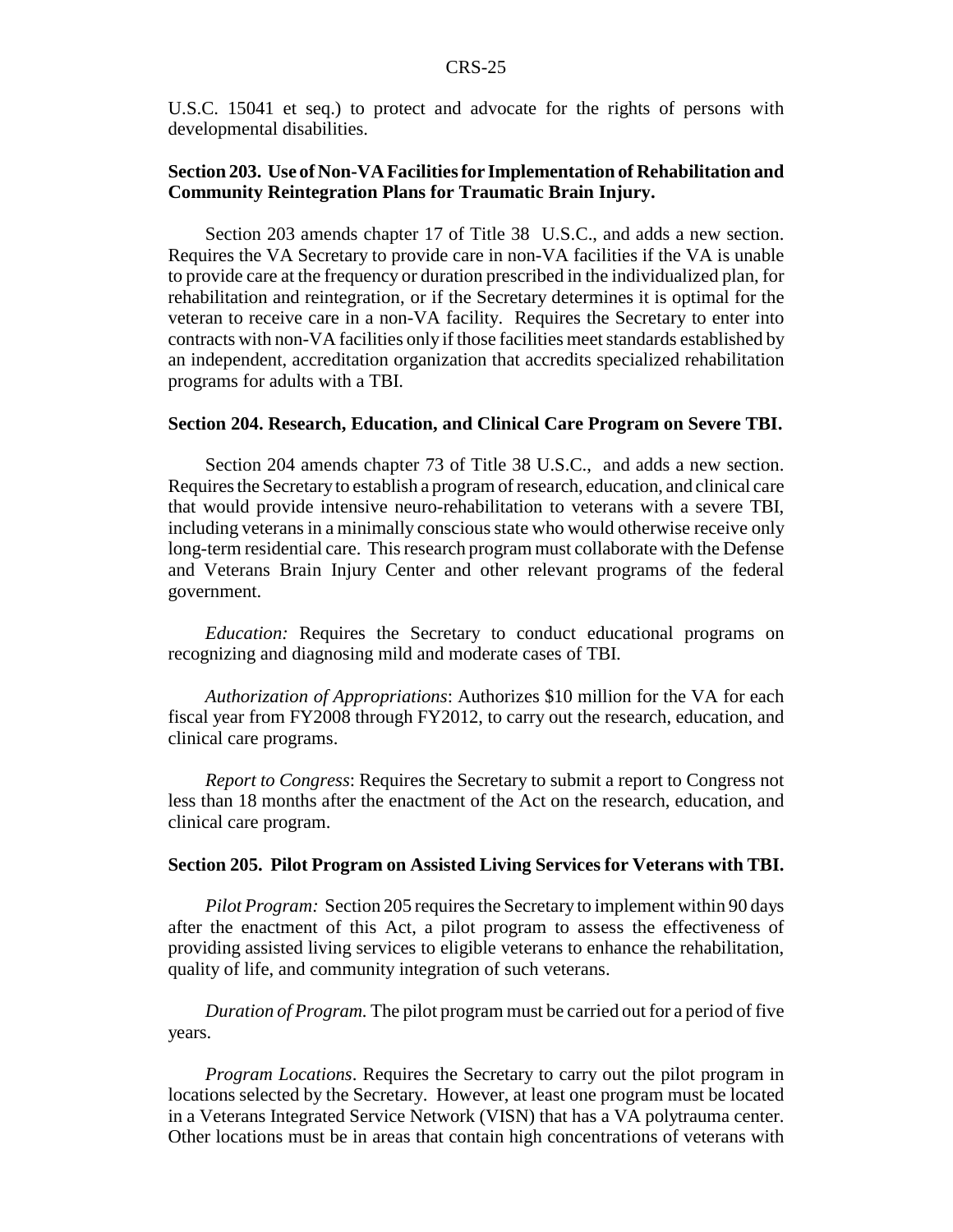U.S.C. 15041 et seq.) to protect and advocate for the rights of persons with developmental disabilities.

**Section 203. Use of Non-VA Facilities for Implementation of Rehabilitation and Community Reintegration Plans for Traumatic Brain Injury.**

Section 203 amends chapter 17 of Title 38 U.S.C., and adds a new section. Requires the VA Secretary to provide care in non-VA facilities if the VA is unable to provide care at the frequency or duration prescribed in the individualized plan, for rehabilitation and reintegration, or if the Secretary determines it is optimal for the veteran to receive care in a non-VA facility. Requires the Secretary to enter into contracts with non-VA facilities only if those facilities meet standards established by an independent, accreditation organization that accredits specialized rehabilitation programs for adults with a TBI.

**Section 204. Research, Education, and Clinical Care Program on Severe TBI.**

Section 204 amends chapter 73 of Title 38 U.S.C., and adds a new section. Requires the Secretary to establish a program of research, education, and clinical care that would provide intensive neuro-rehabilitation to veterans with a severe TBI, including veterans in a minimally conscious state who would otherwise receive only long-term residential care. This research program must collaborate with the Defense and Veterans Brain Injury Center and other relevant programs of the federal government.

*Education:* Requires the Secretary to conduct educational programs on recognizing and diagnosing mild and moderate cases of TBI.

*Authorization of Appropriations*: Authorizes $10 million for the VA for each fiscal year from FY2008 through FY2012, to carry out the research, education, and clinical care programs.

*Report to Congress*: Requires the Secretary to submit a report to Congress not less than 18 months after the enactment of the Act on the research, education, and clinical care program.

**Section 205. Pilot Program on Assisted Living Services for Veterans with TBI.**

*Pilot Program:* Section 205 requires the Secretary to implement within 90 days after the enactment of this Act, a pilot program to assess the effectiveness of providing assisted living services to eligible veterans to enhance the rehabilitation, quality of life, and community integration of such veterans.

*Duration of Program.* The pilot program must be carried out for a period of five years.

*Program Locations*. Requires the Secretary to carry out the pilot program in locations selected by the Secretary. However, at least one program must be located in a Veterans Integrated Service Network (VISN) that has a VA polytrauma center. Other locations must be in areas that contain high concentrations of veterans with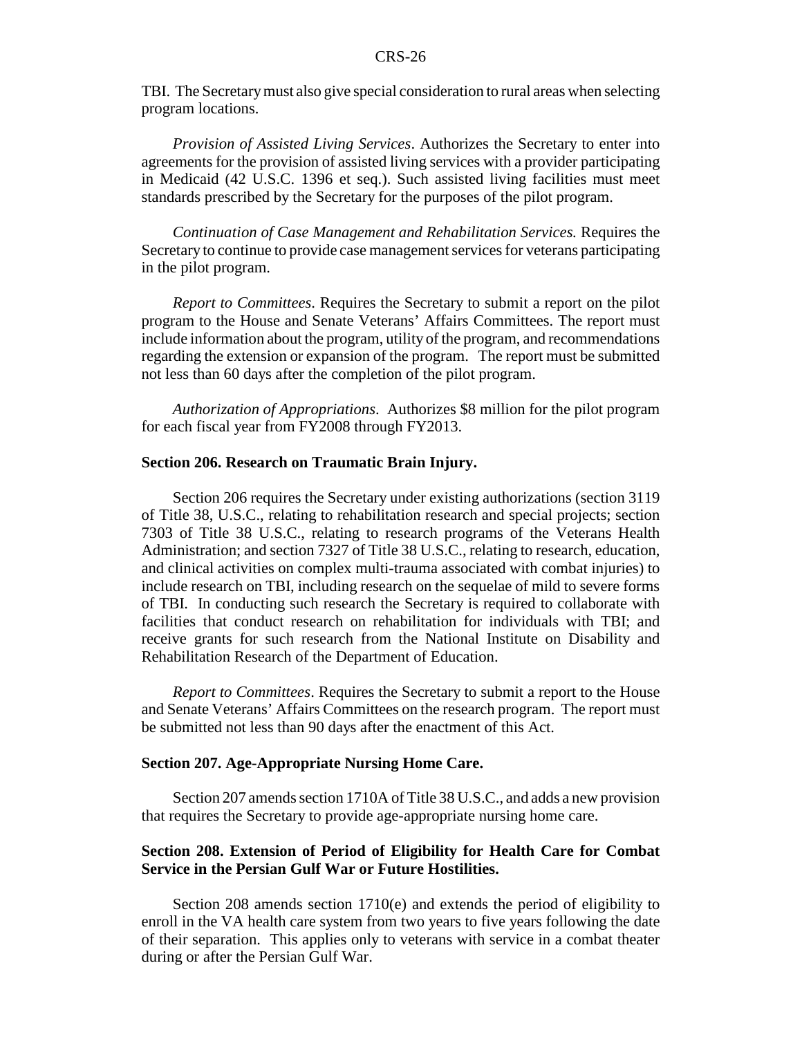TBI. The Secretary must also give special consideration to rural areas when selecting program locations.

*Provision of Assisted Living Services*. Authorizes the Secretary to enter into agreements for the provision of assisted living services with a provider participating in Medicaid (42 U.S.C. 1396 et seq.). Such assisted living facilities must meet standards prescribed by the Secretary for the purposes of the pilot program.

*Continuation of Case Management and Rehabilitation Services.* Requires the Secretary to continue to provide case management services for veterans participating in the pilot program.

*Report to Committees*. Requires the Secretary to submit a report on the pilot program to the House and Senate Veterans' Affairs Committees. The report must include information about the program, utility of the program, and recommendations regarding the extension or expansion of the program. The report must be submitted not less than 60 days after the completion of the pilot program.

*Authorization of Appropriations*. Authorizes $8 million for the pilot program for each fiscal year from FY2008 through FY2013.

**Section 206. Research on Traumatic Brain Injury.**

Section 206 requires the Secretary under existing authorizations (section 3119 of Title 38, U.S.C., relating to rehabilitation research and special projects; section 7303 of Title 38 U.S.C., relating to research programs of the Veterans Health Administration; and section 7327 of Title 38 U.S.C., relating to research, education, and clinical activities on complex multi-trauma associated with combat injuries) to include research on TBI, including research on the sequelae of mild to severe forms of TBI. In conducting such research the Secretary is required to collaborate with facilities that conduct research on rehabilitation for individuals with TBI; and receive grants for such research from the National Institute on Disability and Rehabilitation Research of the Department of Education.

*Report to Committees*. Requires the Secretary to submit a report to the House and Senate Veterans' Affairs Committees on the research program. The report must be submitted not less than 90 days after the enactment of this Act.

**Section 207. Age-Appropriate Nursing Home Care.**

Section 207 amends section 1710A of Title 38 U.S.C., and adds a new provision that requires the Secretary to provide age-appropriate nursing home care.

**Section 208. Extension of Period of Eligibility for Health Care for Combat Service in the Persian Gulf War or Future Hostilities.**

Section 208 amends section 1710(e) and extends the period of eligibility to enroll in the VA health care system from two years to five years following the date of their separation. This applies only to veterans with service in a combat theater during or after the Persian Gulf War.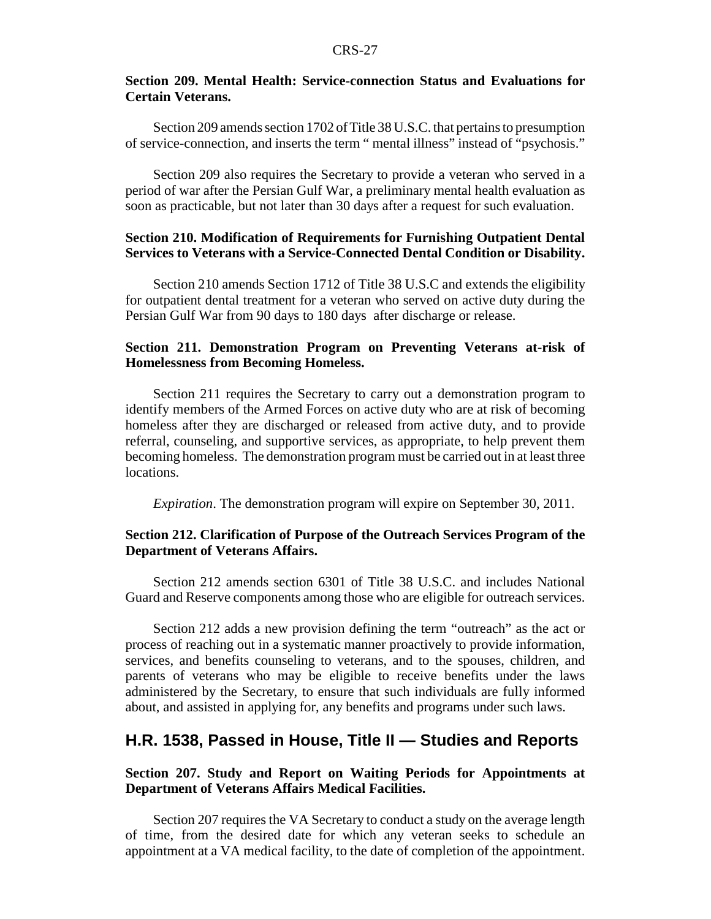**Section 209. Mental Health: Service-connection Status and Evaluations for Certain Veterans.**

Section 209 amends section 1702 of Title 38 U.S.C. that pertains to presumption of service-connection, and inserts the term " mental illness" instead of "psychosis."

Section 209 also requires the Secretary to provide a veteran who served in a period of war after the Persian Gulf War, a preliminary mental health evaluation as soon as practicable, but not later than 30 days after a request for such evaluation.

**Section 210. Modification of Requirements for Furnishing Outpatient Dental Services to Veterans with a Service-Connected Dental Condition or Disability.**

Section 210 amends Section 1712 of Title 38 U.S.C and extends the eligibility for outpatient dental treatment for a veteran who served on active duty during the Persian Gulf War from 90 days to 180 days after discharge or release.

**Section 211. Demonstration Program on Preventing Veterans at-risk of Homelessness from Becoming Homeless.**

Section 211 requires the Secretary to carry out a demonstration program to identify members of the Armed Forces on active duty who are at risk of becoming homeless after they are discharged or released from active duty, and to provide referral, counseling, and supportive services, as appropriate, to help prevent them becoming homeless. The demonstration program must be carried out in at least three locations.

*Expiration*. The demonstration program will expire on September 30, 2011.

**Section 212. Clarification of Purpose of the Outreach Services Program of the Department of Veterans Affairs.**

Section 212 amends section 6301 of Title 38 U.S.C. and includes National Guard and Reserve components among those who are eligible for outreach services.

Section 212 adds a new provision defining the term "outreach" as the act or process of reaching out in a systematic manner proactively to provide information, services, and benefits counseling to veterans, and to the spouses, children, and parents of veterans who may be eligible to receive benefits under the laws administered by the Secretary, to ensure that such individuals are fully informed about, and assisted in applying for, any benefits and programs under such laws.

## H.R. 1538, Passed in House, Title II — Studies and Reports

**Section 207. Study and Report on Waiting Periods for Appointments at Department of Veterans Affairs Medical Facilities.**

Section 207 requires the VA Secretary to conduct a study on the average length of time, from the desired date for which any veteran seeks to schedule an appointment at a VA medical facility, to the date of completion of the appointment.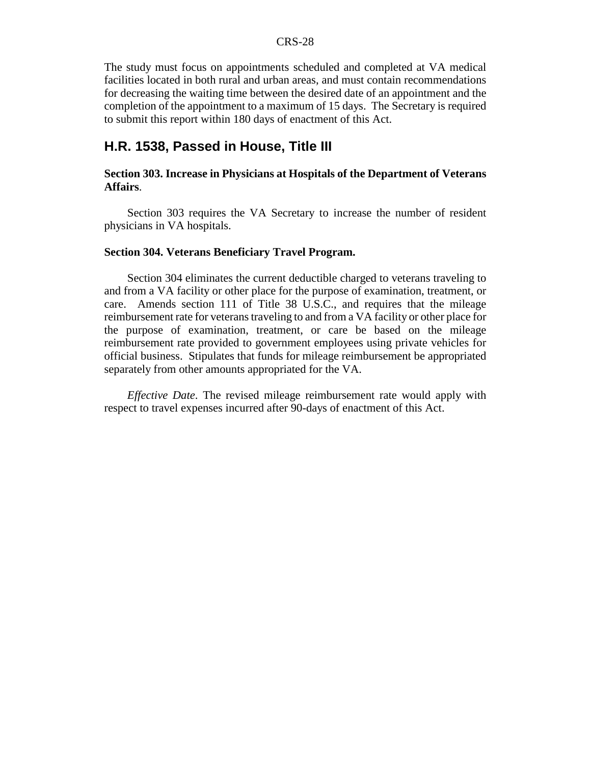The study must focus on appointments scheduled and completed at VA medical facilities located in both rural and urban areas, and must contain recommendations for decreasing the waiting time between the desired date of an appointment and the completion of the appointment to a maximum of 15 days. The Secretary is required to submit this report within 180 days of enactment of this Act.

## H.R. 1538, Passed in House, Title III

**Section 303. Increase in Physicians at Hospitals of the Department of Veterans Affairs**.

Section 303 requires the VA Secretary to increase the number of resident physicians in VA hospitals.

**Section 304. Veterans Beneficiary Travel Program.**

Section 304 eliminates the current deductible charged to veterans traveling to and from a VA facility or other place for the purpose of examination, treatment, or care. Amends section 111 of Title 38 U.S.C., and requires that the mileage reimbursement rate for veterans traveling to and from a VA facility or other place for the purpose of examination, treatment, or care be based on the mileage reimbursement rate provided to government employees using private vehicles for official business. Stipulates that funds for mileage reimbursement be appropriated separately from other amounts appropriated for the VA.

*Effective Date*. The revised mileage reimbursement rate would apply with respect to travel expenses incurred after 90-days of enactment of this Act.